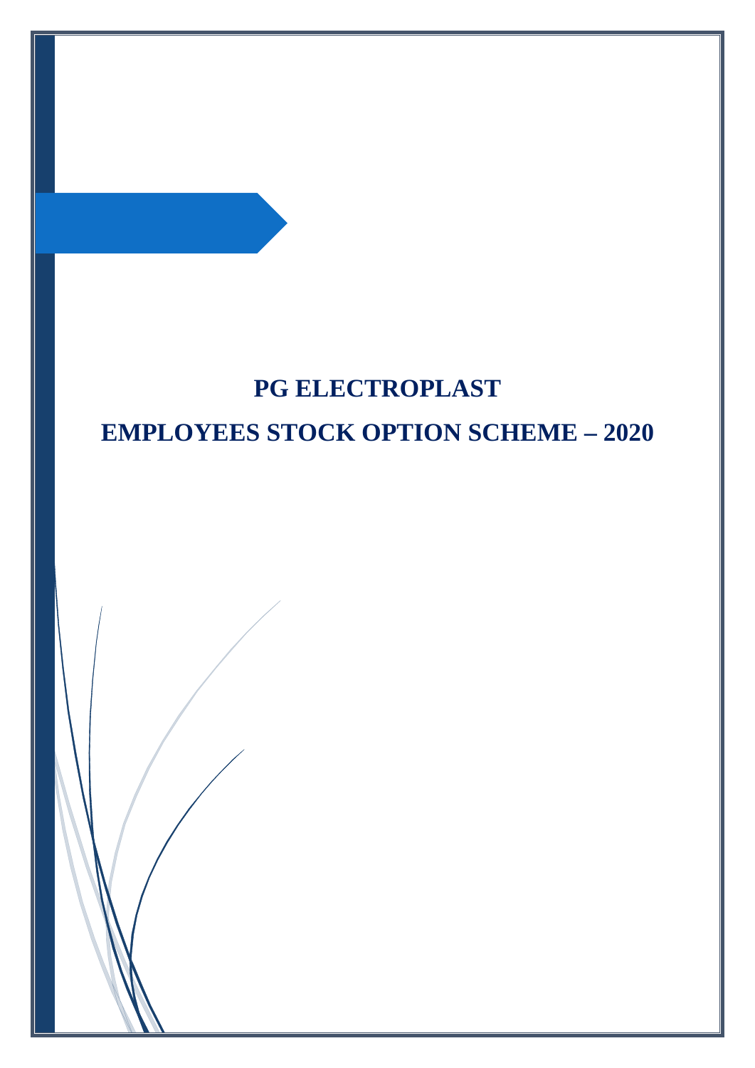# PG ELECTROPLAST

# EMPLOYEES STOCK OPTION SCHEME – 2020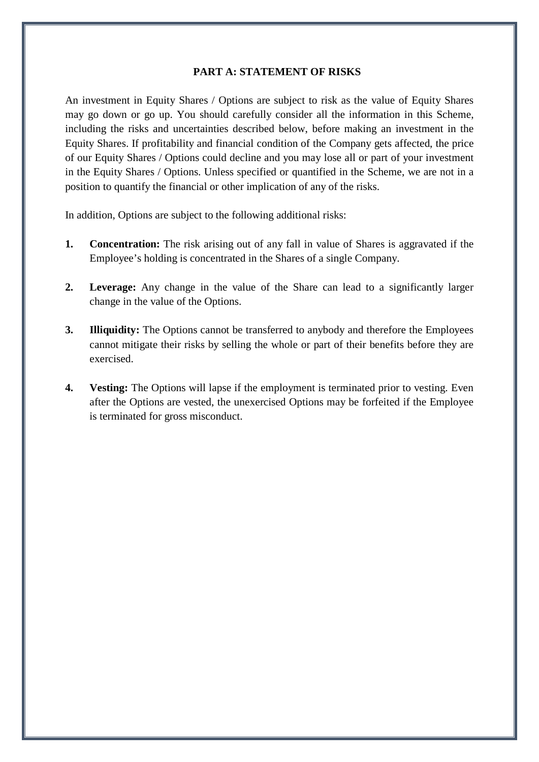## PART A: STATEMENT OF RISKS

An investment in Equity Shares / Options are subject to risk as the value of Equity Shares may go down or go up. You should carefully consider all the information in this Scheme, including the risks and uncertainties described below, before making an investment in the Equity Shares. If profitability and financial condition of the Company gets affected, the price of our Equity Shares / Options could decline and you may lose all or part of your investment in the Equity Shares / Options. Unless specified or quantified in the Scheme, we are not in a position to quantify the financial or other implication of any of the risks.

In addition, Options are subject to the following additional risks:

1. **Concentration:** The risk arising out of any fall in value of Shares is aggravated if the Employee's holding is concentrated in the Shares of a single Company.

2. **Leverage:** Any change in the value of the Share can lead to a significantly larger change in the value of the Options.

3. **Illiquidity:** The Options cannot be transferred to anybody and therefore the Employees cannot mitigate their risks by selling the whole or part of their benefits before they are exercised.

4. **Vesting:** The Options will lapse if the employment is terminated prior to vesting. Even after the Options are vested, the unexercised Options may be forfeited if the Employee is terminated for gross misconduct.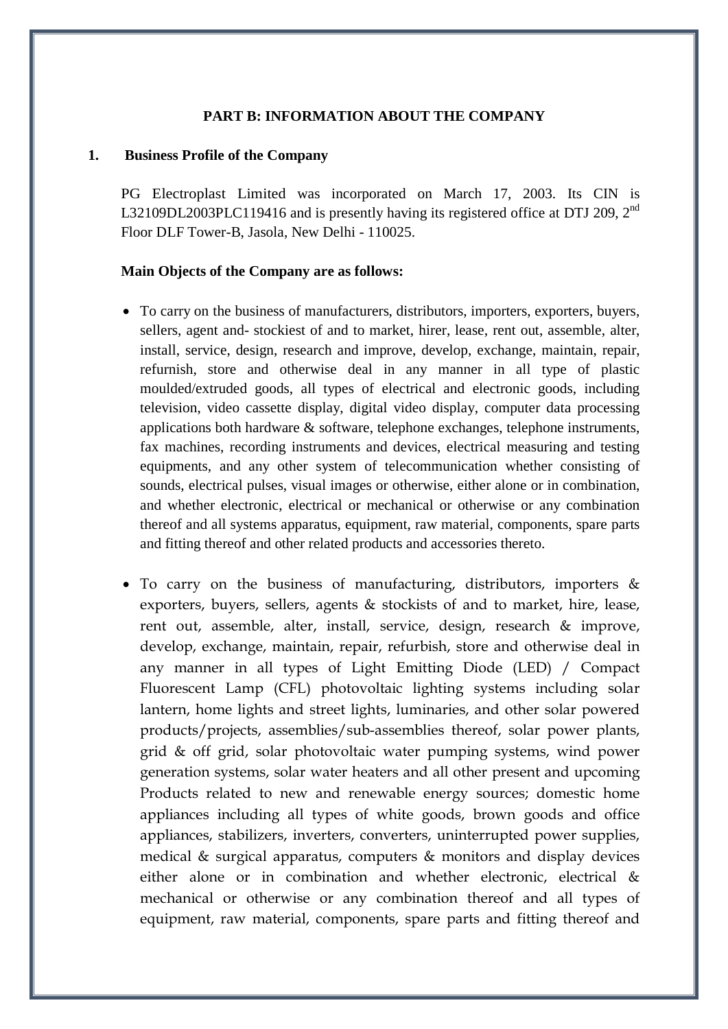**PART B: INFORMATION ABOUT THE COMPANY**

**1. Business Profile of the Company**

PG Electroplast Limited was incorporated on March 17, 2003. Its CIN is L32109DL2003PLC119416 and is presently having its registered office at DTJ 209, 2nd Floor DLF Tower-B, Jasola, New Delhi - 110025.

**Main Objects of the Company are as follows:**

- To carry on the business of manufacturers, distributors, importers, exporters, buyers, sellers, agent and- stockiest of and to market, hirer, lease, rent out, assemble, alter, install, service, design, research and improve, develop, exchange, maintain, repair, refurnish, store and otherwise deal in any manner in all type of plastic moulded/extruded goods, all types of electrical and electronic goods, including television, video cassette display, digital video display, computer data processing applications both hardware & software, telephone exchanges, telephone instruments, fax machines, recording instruments and devices, electrical measuring and testing equipments, and any other system of telecommunication whether consisting of sounds, electrical pulses, visual images or otherwise, either alone or in combination, and whether electronic, electrical or mechanical or otherwise or any combination thereof and all systems apparatus, equipment, raw material, components, spare parts and fitting thereof and other related products and accessories thereto.

- To carry on the business of manufacturing, distributors, importers & exporters, buyers, sellers, agents & stockists of and to market, hire, lease, rent out, assemble, alter, install, service, design, research & improve, develop, exchange, maintain, repair, refurbish, store and otherwise deal in any manner in all types of Light Emitting Diode (LED) / Compact Fluorescent Lamp (CFL) photovoltaic lighting systems including solar lantern, home lights and street lights, luminaries, and other solar powered products/projects, assemblies/sub-assemblies thereof, solar power plants, grid & off grid, solar photovoltaic water pumping systems, wind power generation systems, solar water heaters and all other present and upcoming Products related to new and renewable energy sources; domestic home appliances including all types of white goods, brown goods and office appliances, stabilizers, inverters, converters, uninterrupted power supplies, medical & surgical apparatus, computers & monitors and display devices either alone or in combination and whether electronic, electrical & mechanical or otherwise or any combination thereof and all types of equipment, raw material, components, spare parts and fitting thereof and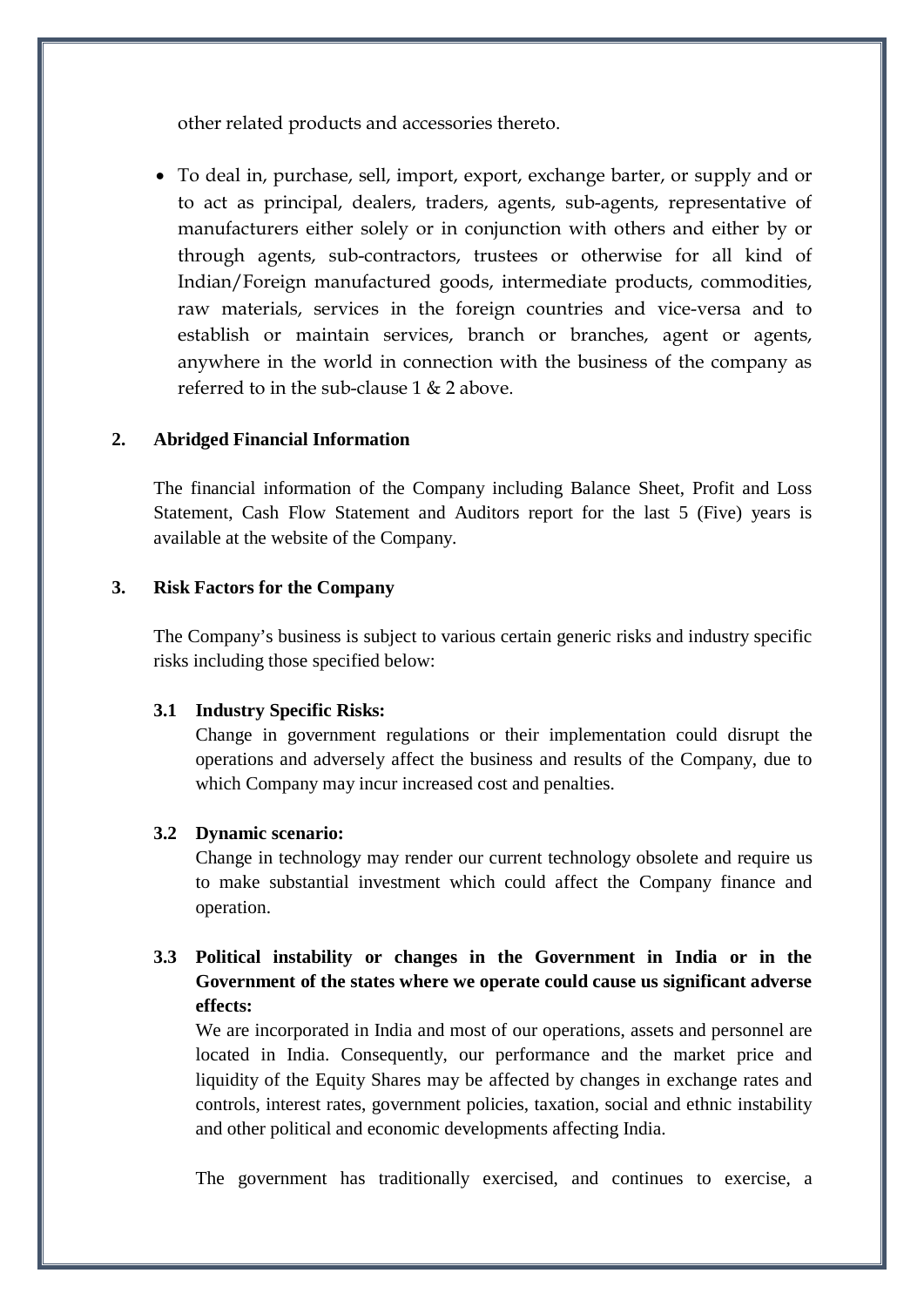other related products and accessories thereto.

- To deal in, purchase, sell, import, export, exchange barter, or supply and or to act as principal, dealers, traders, agents, sub-agents, representative of manufacturers either solely or in conjunction with others and either by or through agents, sub-contractors, trustees or otherwise for all kind of Indian/Foreign manufactured goods, intermediate products, commodities, raw materials, services in the foreign countries and vice-versa and to establish or maintain services, branch or branches, agent or agents, anywhere in the world in connection with the business of the company as referred to in the sub-clause 1 & 2 above.

## 2. Abridged Financial Information

The financial information of the Company including Balance Sheet, Profit and Loss Statement, Cash Flow Statement and Auditors report for the last 5 (Five) years is available at the website of the Company.

## 3. Risk Factors for the Company

The Company's business is subject to various certain generic risks and industry specific risks including those specified below:

### 3.1 Industry Specific Risks:

Change in government regulations or their implementation could disrupt the operations and adversely affect the business and results of the Company, due to which Company may incur increased cost and penalties.

### 3.2 Dynamic scenario:

Change in technology may render our current technology obsolete and require us to make substantial investment which could affect the Company finance and operation.

### 3.3 Political instability or changes in the Government in India or in the Government of the states where we operate could cause us significant adverse effects:

We are incorporated in India and most of our operations, assets and personnel are located in India. Consequently, our performance and the market price and liquidity of the Equity Shares may be affected by changes in exchange rates and controls, interest rates, government policies, taxation, social and ethnic instability and other political and economic developments affecting India.

The government has traditionally exercised, and continues to exercise, a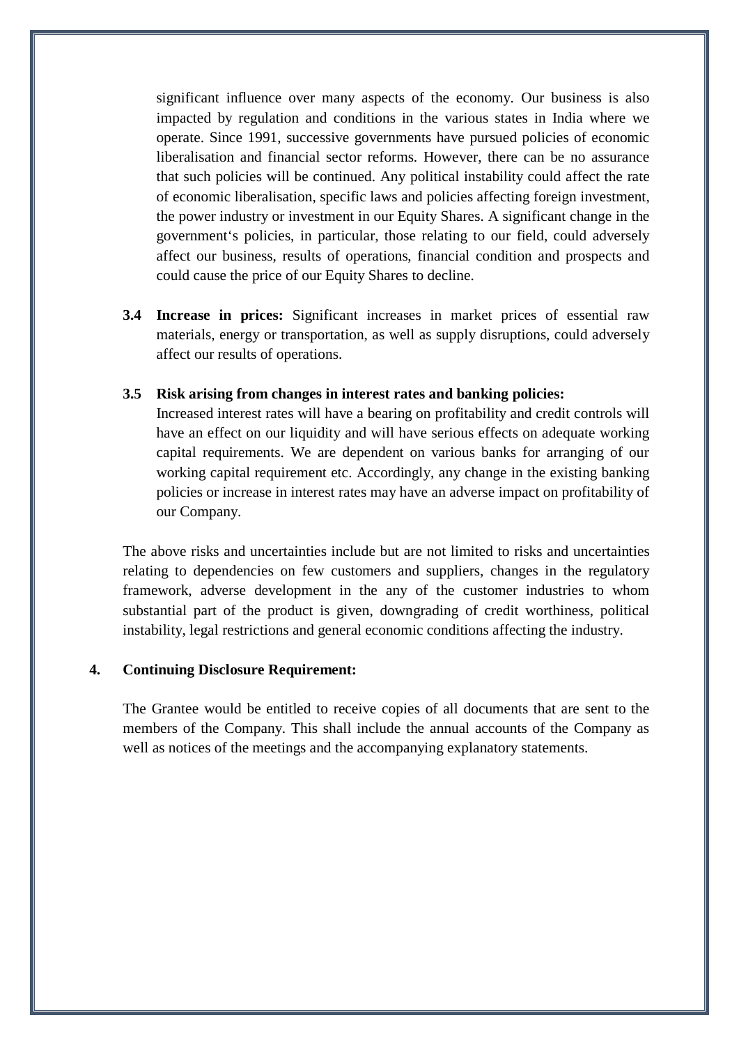significant influence over many aspects of the economy. Our business is also impacted by regulation and conditions in the various states in India where we operate. Since 1991, successive governments have pursued policies of economic liberalisation and financial sector reforms. However, there can be no assurance that such policies will be continued. Any political instability could affect the rate of economic liberalisation, specific laws and policies affecting foreign investment, the power industry or investment in our Equity Shares. A significant change in the government's policies, in particular, those relating to our field, could adversely affect our business, results of operations, financial condition and prospects and could cause the price of our Equity Shares to decline.

**3.4 Increase in prices:** Significant increases in market prices of essential raw materials, energy or transportation, as well as supply disruptions, could adversely affect our results of operations.

**3.5 Risk arising from changes in interest rates and banking policies:**

Increased interest rates will have a bearing on profitability and credit controls will have an effect on our liquidity and will have serious effects on adequate working capital requirements. We are dependent on various banks for arranging of our working capital requirement etc. Accordingly, any change in the existing banking policies or increase in interest rates may have an adverse impact on profitability of our Company.

The above risks and uncertainties include but are not limited to risks and uncertainties relating to dependencies on few customers and suppliers, changes in the regulatory framework, adverse development in the any of the customer industries to whom substantial part of the product is given, downgrading of credit worthiness, political instability, legal restrictions and general economic conditions affecting the industry.

**4. Continuing Disclosure Requirement:**

The Grantee would be entitled to receive copies of all documents that are sent to the members of the Company. This shall include the annual accounts of the Company as well as notices of the meetings and the accompanying explanatory statements.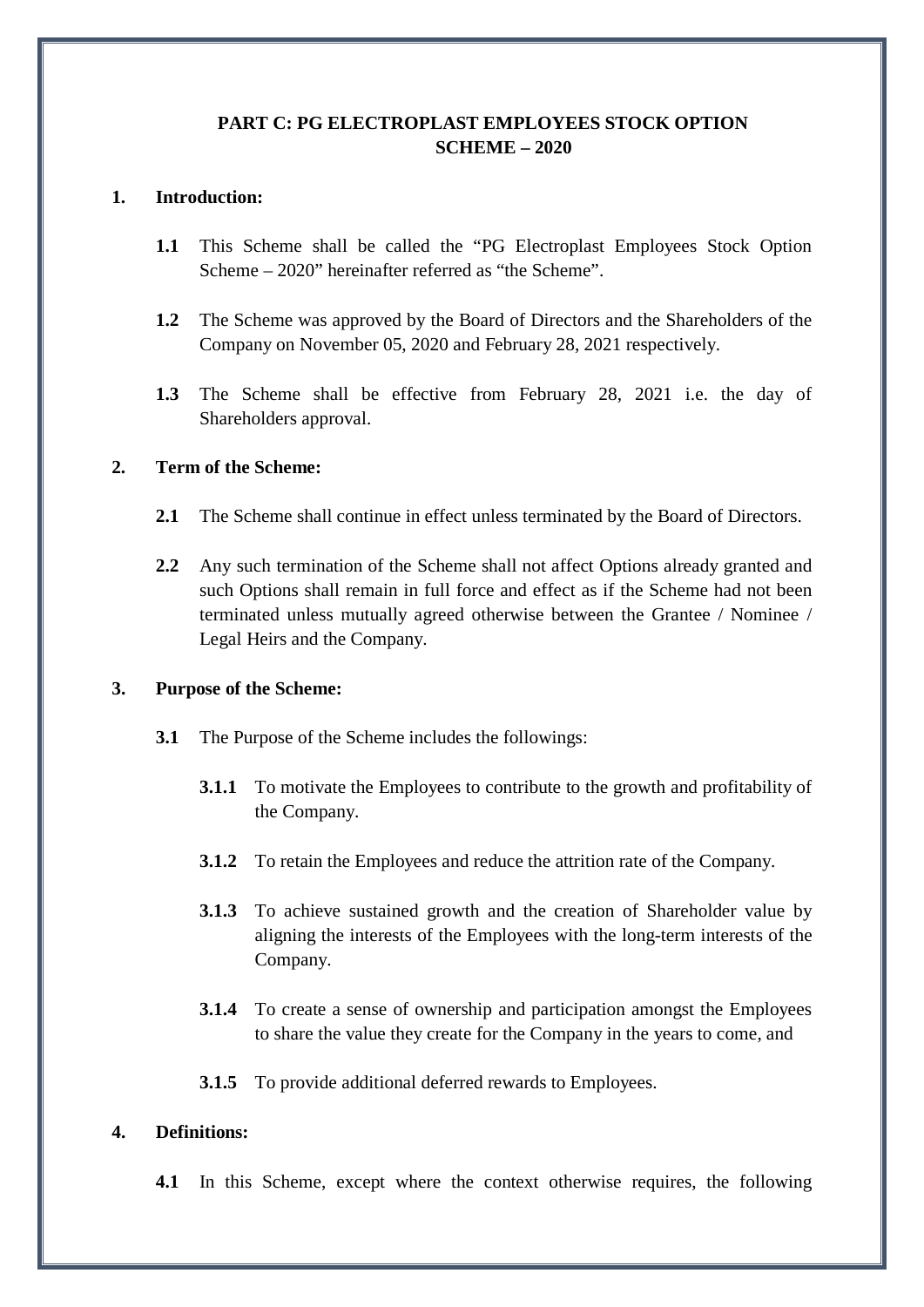## PART C: PG ELECTROPLAST EMPLOYEES STOCK OPTION SCHEME – 2020

**1. Introduction:**

**1.1** This Scheme shall be called the "PG Electroplast Employees Stock Option Scheme – 2020" hereinafter referred as "the Scheme".

**1.2** The Scheme was approved by the Board of Directors and the Shareholders of the Company on November 05, 2020 and February 28, 2021 respectively.

**1.3** The Scheme shall be effective from February 28, 2021 i.e. the day of Shareholders approval.

**2. Term of the Scheme:**

**2.1** The Scheme shall continue in effect unless terminated by the Board of Directors.

**2.2** Any such termination of the Scheme shall not affect Options already granted and such Options shall remain in full force and effect as if the Scheme had not been terminated unless mutually agreed otherwise between the Grantee / Nominee / Legal Heirs and the Company.

**3. Purpose of the Scheme:**

**3.1** The Purpose of the Scheme includes the followings:

**3.1.1** To motivate the Employees to contribute to the growth and profitability of the Company.

**3.1.2** To retain the Employees and reduce the attrition rate of the Company.

**3.1.3** To achieve sustained growth and the creation of Shareholder value by aligning the interests of the Employees with the long-term interests of the Company.

**3.1.4** To create a sense of ownership and participation amongst the Employees to share the value they create for the Company in the years to come, and

**3.1.5** To provide additional deferred rewards to Employees.

**4. Definitions:**

**4.1** In this Scheme, except where the context otherwise requires, the following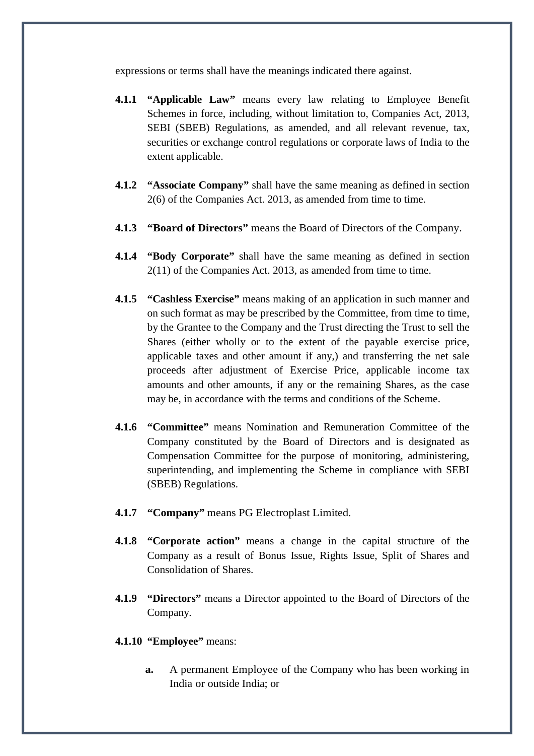expressions or terms shall have the meanings indicated there against.

**4.1.1** **"Applicable Law"** means every law relating to Employee Benefit Schemes in force, including, without limitation to, Companies Act, 2013, SEBI (SBEB) Regulations, as amended, and all relevant revenue, tax, securities or exchange control regulations or corporate laws of India to the extent applicable.

**4.1.2** **"Associate Company"** shall have the same meaning as defined in section 2(6) of the Companies Act. 2013, as amended from time to time.

**4.1.3** **"Board of Directors"** means the Board of Directors of the Company.

**4.1.4** **"Body Corporate"** shall have the same meaning as defined in section 2(11) of the Companies Act. 2013, as amended from time to time.

**4.1.5** **"Cashless Exercise"** means making of an application in such manner and on such format as may be prescribed by the Committee, from time to time, by the Grantee to the Company and the Trust directing the Trust to sell the Shares (either wholly or to the extent of the payable exercise price, applicable taxes and other amount if any,) and transferring the net sale proceeds after adjustment of Exercise Price, applicable income tax amounts and other amounts, if any or the remaining Shares, as the case may be, in accordance with the terms and conditions of the Scheme.

**4.1.6** **"Committee"** means Nomination and Remuneration Committee of the Company constituted by the Board of Directors and is designated as Compensation Committee for the purpose of monitoring, administering, superintending, and implementing the Scheme in compliance with SEBI (SBEB) Regulations.

**4.1.7** **"Company"** means PG Electroplast Limited.

**4.1.8** **"Corporate action"** means a change in the capital structure of the Company as a result of Bonus Issue, Rights Issue, Split of Shares and Consolidation of Shares.

**4.1.9** **"Directors"** means a Director appointed to the Board of Directors of the Company.

**4.1.10** **"Employee"** means:

**a.** A permanent Employee of the Company who has been working in India or outside India; or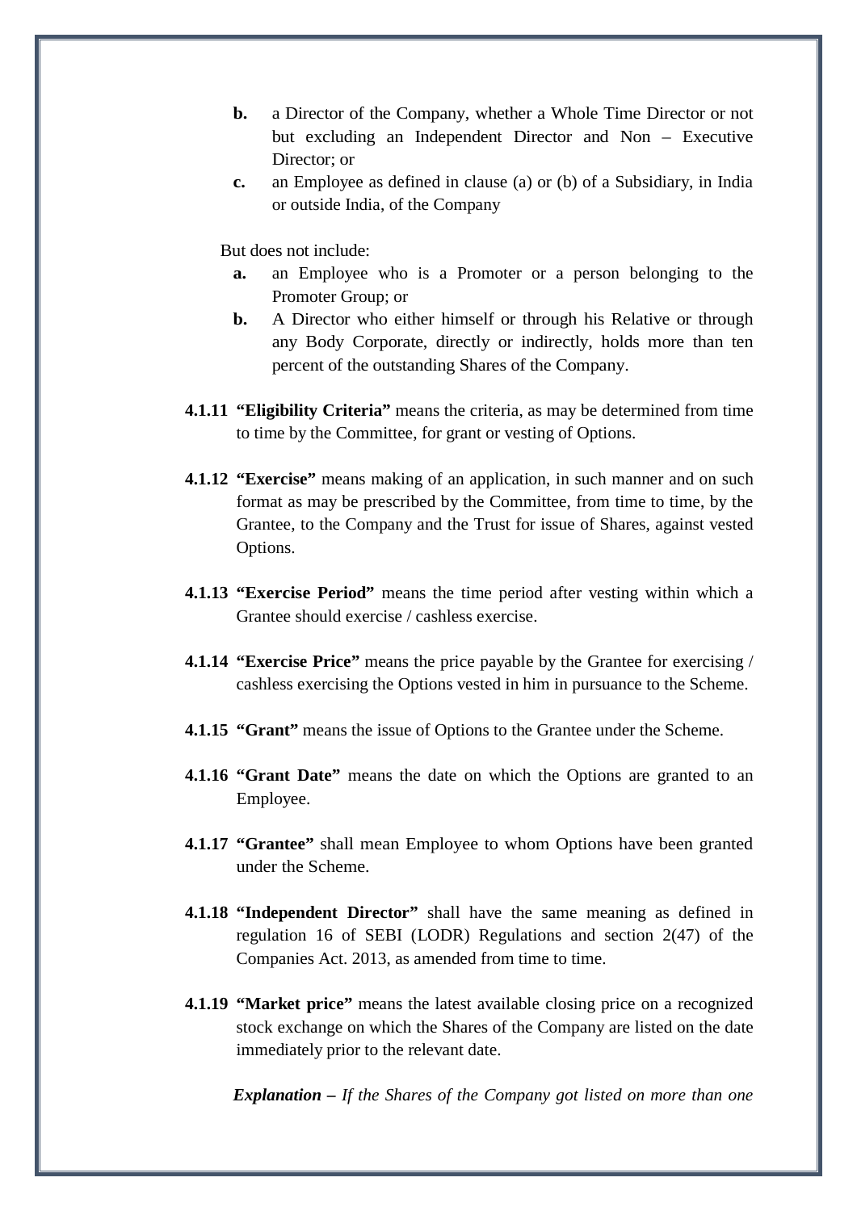b. a Director of the Company, whether a Whole Time Director or not but excluding an Independent Director and Non – Executive Director; or

c. an Employee as defined in clause (a) or (b) of a Subsidiary, in India or outside India, of the Company

But does not include:

a. an Employee who is a Promoter or a person belonging to the Promoter Group; or

b. A Director who either himself or through his Relative or through any Body Corporate, directly or indirectly, holds more than ten percent of the outstanding Shares of the Company.

**4.1.11 "Eligibility Criteria"** means the criteria, as may be determined from time to time by the Committee, for grant or vesting of Options.

**4.1.12 "Exercise"** means making of an application, in such manner and on such format as may be prescribed by the Committee, from time to time, by the Grantee, to the Company and the Trust for issue of Shares, against vested Options.

**4.1.13 "Exercise Period"** means the time period after vesting within which a Grantee should exercise / cashless exercise.

**4.1.14 "Exercise Price"** means the price payable by the Grantee for exercising / cashless exercising the Options vested in him in pursuance to the Scheme.

**4.1.15 "Grant"** means the issue of Options to the Grantee under the Scheme.

**4.1.16 "Grant Date"** means the date on which the Options are granted to an Employee.

**4.1.17 "Grantee"** shall mean Employee to whom Options have been granted under the Scheme.

**4.1.18 "Independent Director"** shall have the same meaning as defined in regulation 16 of SEBI (LODR) Regulations and section 2(47) of the Companies Act. 2013, as amended from time to time.

**4.1.19 "Market price"** means the latest available closing price on a recognized stock exchange on which the Shares of the Company are listed on the date immediately prior to the relevant date.

***Explanation –*** *If the Shares of the Company got listed on more than one*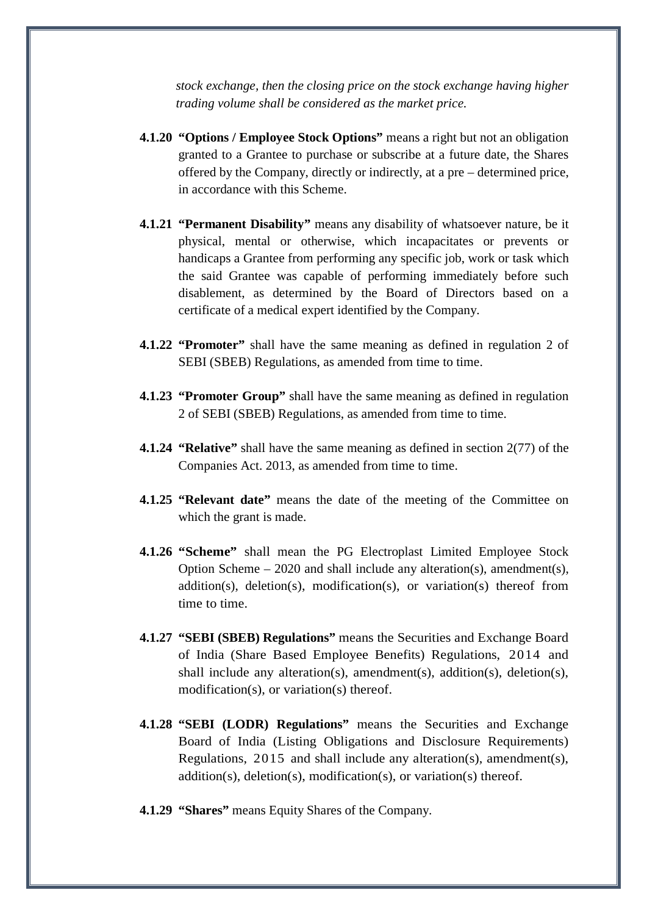*stock exchange, then the closing price on the stock exchange having higher trading volume shall be considered as the market price.*

**4.1.20 "Options / Employee Stock Options"** means a right but not an obligation granted to a Grantee to purchase or subscribe at a future date, the Shares offered by the Company, directly or indirectly, at a pre – determined price, in accordance with this Scheme.

**4.1.21 "Permanent Disability"** means any disability of whatsoever nature, be it physical, mental or otherwise, which incapacitates or prevents or handicaps a Grantee from performing any specific job, work or task which the said Grantee was capable of performing immediately before such disablement, as determined by the Board of Directors based on a certificate of a medical expert identified by the Company.

**4.1.22 "Promoter"** shall have the same meaning as defined in regulation 2 of SEBI (SBEB) Regulations, as amended from time to time.

**4.1.23 "Promoter Group"** shall have the same meaning as defined in regulation 2 of SEBI (SBEB) Regulations, as amended from time to time.

**4.1.24 "Relative"** shall have the same meaning as defined in section 2(77) of the Companies Act. 2013, as amended from time to time.

**4.1.25 "Relevant date"** means the date of the meeting of the Committee on which the grant is made.

**4.1.26 "Scheme"** shall mean the PG Electroplast Limited Employee Stock Option Scheme – 2020 and shall include any alteration(s), amendment(s), addition(s), deletion(s), modification(s), or variation(s) thereof from time to time.

**4.1.27 "SEBI (SBEB) Regulations"** means the Securities and Exchange Board of India (Share Based Employee Benefits) Regulations, 2014 and shall include any alteration(s), amendment(s), addition(s), deletion(s), modification(s), or variation(s) thereof.

**4.1.28 "SEBI (LODR) Regulations"** means the Securities and Exchange Board of India (Listing Obligations and Disclosure Requirements) Regulations, 2015 and shall include any alteration(s), amendment(s), addition(s), deletion(s), modification(s), or variation(s) thereof.

**4.1.29 "Shares"** means Equity Shares of the Company.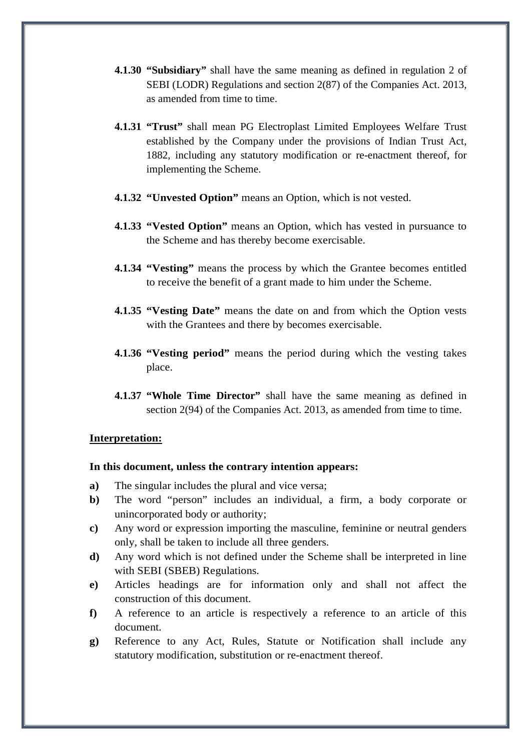**4.1.30 "Subsidiary"** shall have the same meaning as defined in regulation 2 of SEBI (LODR) Regulations and section 2(87) of the Companies Act. 2013, as amended from time to time.

**4.1.31 "Trust"** shall mean PG Electroplast Limited Employees Welfare Trust established by the Company under the provisions of Indian Trust Act, 1882, including any statutory modification or re-enactment thereof, for implementing the Scheme.

**4.1.32 "Unvested Option"** means an Option, which is not vested.

**4.1.33 "Vested Option"** means an Option, which has vested in pursuance to the Scheme and has thereby become exercisable.

**4.1.34 "Vesting"** means the process by which the Grantee becomes entitled to receive the benefit of a grant made to him under the Scheme.

**4.1.35 "Vesting Date"** means the date on and from which the Option vests with the Grantees and there by becomes exercisable.

**4.1.36 "Vesting period"** means the period during which the vesting takes place.

**4.1.37 "Whole Time Director"** shall have the same meaning as defined in section 2(94) of the Companies Act. 2013, as amended from time to time.

**<u>Interpretation:</u>**

**In this document, unless the contrary intention appears:**

**a)** The singular includes the plural and vice versa;

**b)** The word "person" includes an individual, a firm, a body corporate or unincorporated body or authority;

**c)** Any word or expression importing the masculine, feminine or neutral genders only, shall be taken to include all three genders.

**d)** Any word which is not defined under the Scheme shall be interpreted in line with SEBI (SBEB) Regulations.

**e)** Articles headings are for information only and shall not affect the construction of this document.

**f)** A reference to an article is respectively a reference to an article of this document.

**g)** Reference to any Act, Rules, Statute or Notification shall include any statutory modification, substitution or re-enactment thereof.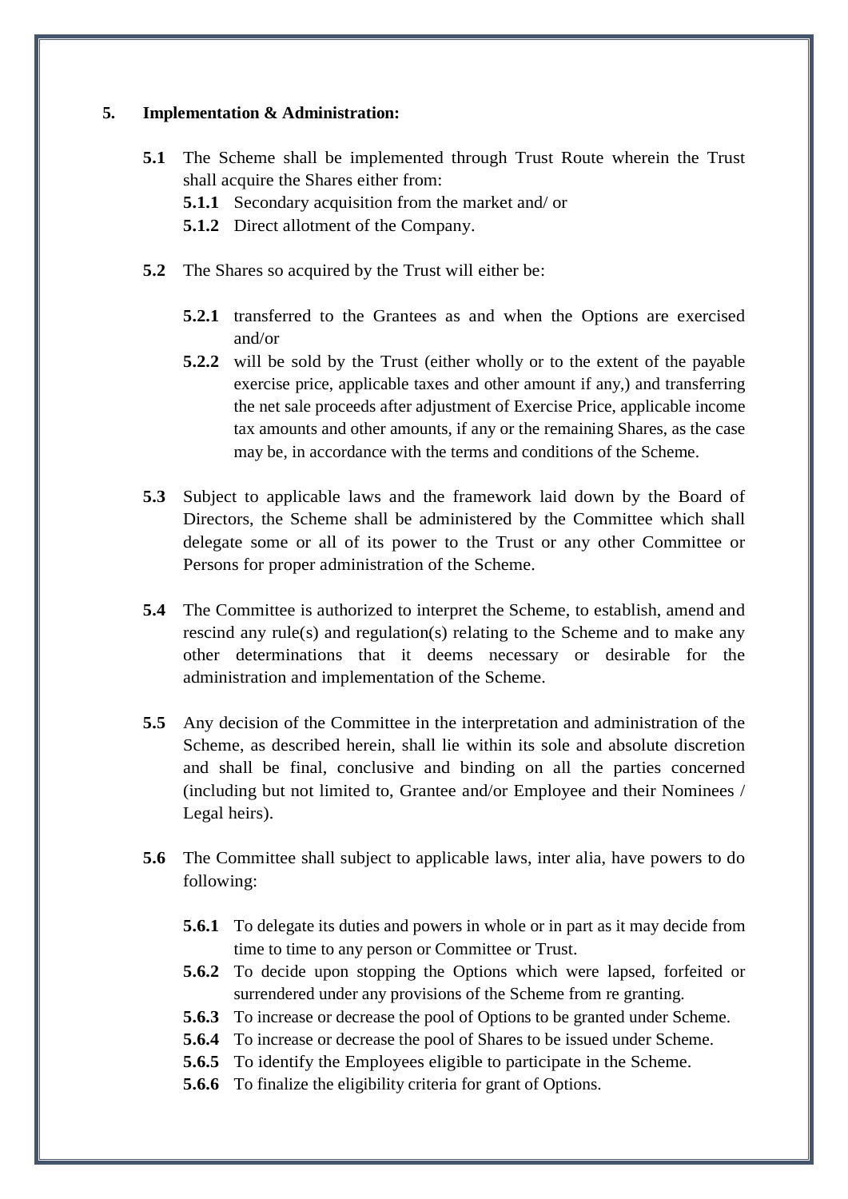## 5. Implementation & Administration:

**5.1** The Scheme shall be implemented through Trust Route wherein the Trust shall acquire the Shares either from:

**5.1.1** Secondary acquisition from the market and/ or

**5.1.2** Direct allotment of the Company.

**5.2** The Shares so acquired by the Trust will either be:

**5.2.1** transferred to the Grantees as and when the Options are exercised and/or

**5.2.2** will be sold by the Trust (either wholly or to the extent of the payable exercise price, applicable taxes and other amount if any,) and transferring the net sale proceeds after adjustment of Exercise Price, applicable income tax amounts and other amounts, if any or the remaining Shares, as the case may be, in accordance with the terms and conditions of the Scheme.

**5.3** Subject to applicable laws and the framework laid down by the Board of Directors, the Scheme shall be administered by the Committee which shall delegate some or all of its power to the Trust or any other Committee or Persons for proper administration of the Scheme.

**5.4** The Committee is authorized to interpret the Scheme, to establish, amend and rescind any rule(s) and regulation(s) relating to the Scheme and to make any other determinations that it deems necessary or desirable for the administration and implementation of the Scheme.

**5.5** Any decision of the Committee in the interpretation and administration of the Scheme, as described herein, shall lie within its sole and absolute discretion and shall be final, conclusive and binding on all the parties concerned (including but not limited to, Grantee and/or Employee and their Nominees / Legal heirs).

**5.6** The Committee shall subject to applicable laws, inter alia, have powers to do following:

**5.6.1** To delegate its duties and powers in whole or in part as it may decide from time to time to any person or Committee or Trust.

**5.6.2** To decide upon stopping the Options which were lapsed, forfeited or surrendered under any provisions of the Scheme from re granting.

**5.6.3** To increase or decrease the pool of Options to be granted under Scheme.

**5.6.4** To increase or decrease the pool of Shares to be issued under Scheme.

**5.6.5** To identify the Employees eligible to participate in the Scheme.

**5.6.6** To finalize the eligibility criteria for grant of Options.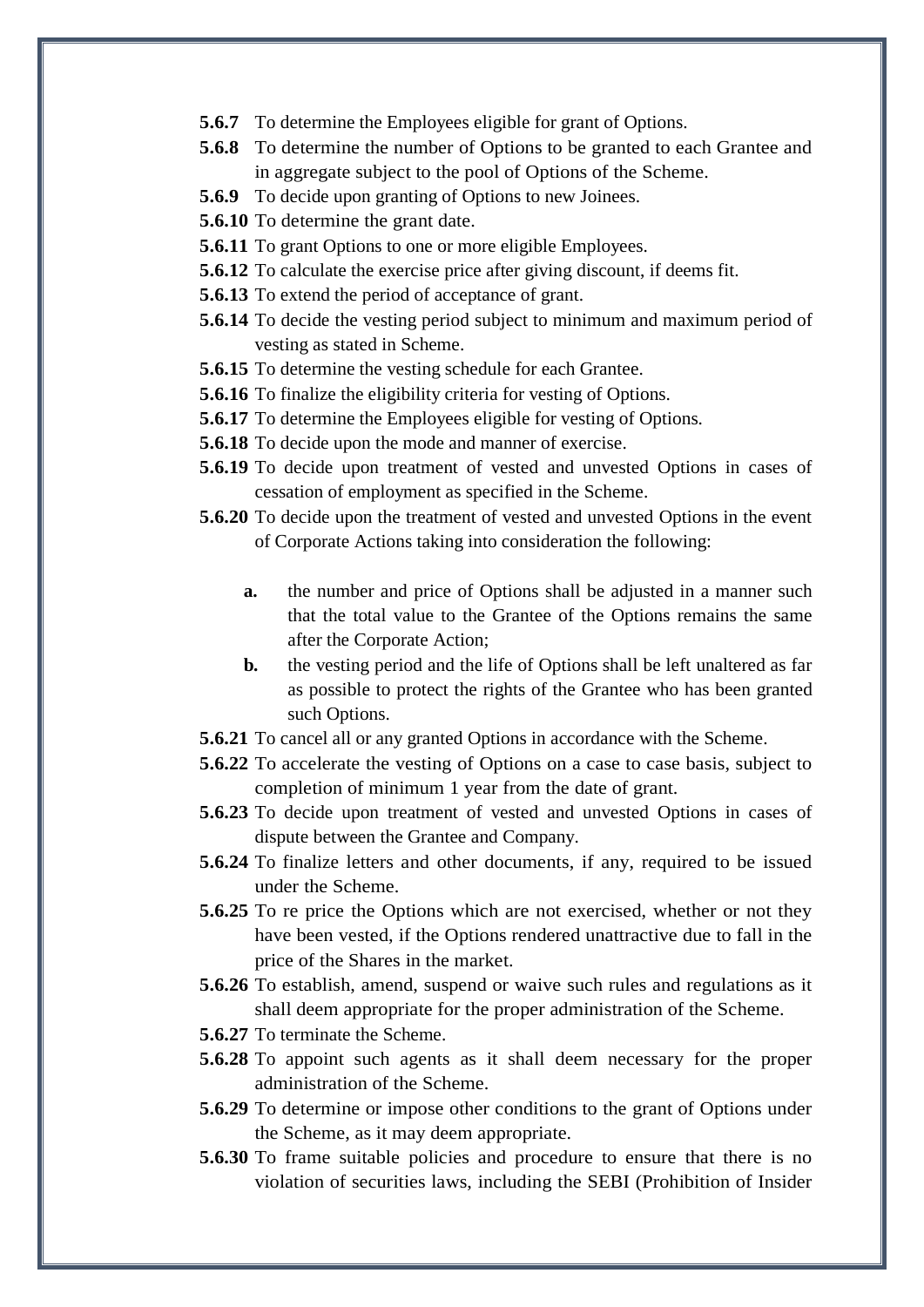**5.6.7** To determine the Employees eligible for grant of Options.

**5.6.8** To determine the number of Options to be granted to each Grantee and in aggregate subject to the pool of Options of the Scheme.

**5.6.9** To decide upon granting of Options to new Joinees.

**5.6.10** To determine the grant date.

**5.6.11** To grant Options to one or more eligible Employees.

**5.6.12** To calculate the exercise price after giving discount, if deems fit.

**5.6.13** To extend the period of acceptance of grant.

**5.6.14** To decide the vesting period subject to minimum and maximum period of vesting as stated in Scheme.

**5.6.15** To determine the vesting schedule for each Grantee.

**5.6.16** To finalize the eligibility criteria for vesting of Options.

**5.6.17** To determine the Employees eligible for vesting of Options.

**5.6.18** To decide upon the mode and manner of exercise.

**5.6.19** To decide upon treatment of vested and unvested Options in cases of cessation of employment as specified in the Scheme.

**5.6.20** To decide upon the treatment of vested and unvested Options in the event of Corporate Actions taking into consideration the following:

- **a.** the number and price of Options shall be adjusted in a manner such that the total value to the Grantee of the Options remains the same after the Corporate Action;
- **b.** the vesting period and the life of Options shall be left unaltered as far as possible to protect the rights of the Grantee who has been granted such Options.

**5.6.21** To cancel all or any granted Options in accordance with the Scheme.

**5.6.22** To accelerate the vesting of Options on a case to case basis, subject to completion of minimum 1 year from the date of grant.

**5.6.23** To decide upon treatment of vested and unvested Options in cases of dispute between the Grantee and Company.

**5.6.24** To finalize letters and other documents, if any, required to be issued under the Scheme.

**5.6.25** To re price the Options which are not exercised, whether or not they have been vested, if the Options rendered unattractive due to fall in the price of the Shares in the market.

**5.6.26** To establish, amend, suspend or waive such rules and regulations as it shall deem appropriate for the proper administration of the Scheme.

**5.6.27** To terminate the Scheme.

**5.6.28** To appoint such agents as it shall deem necessary for the proper administration of the Scheme.

**5.6.29** To determine or impose other conditions to the grant of Options under the Scheme, as it may deem appropriate.

**5.6.30** To frame suitable policies and procedure to ensure that there is no violation of securities laws, including the SEBI (Prohibition of Insider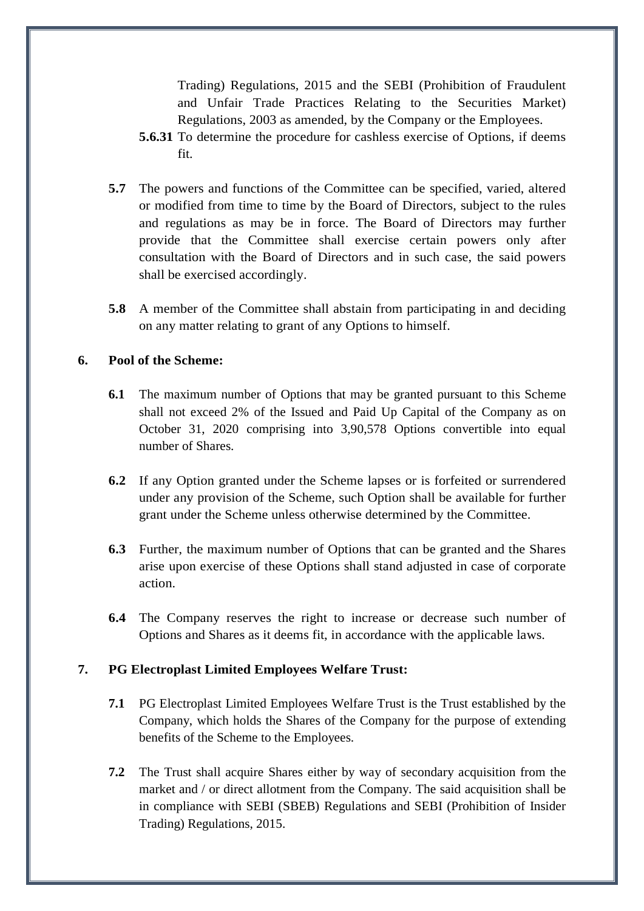Trading) Regulations, 2015 and the SEBI (Prohibition of Fraudulent and Unfair Trade Practices Relating to the Securities Market) Regulations, 2003 as amended, by the Company or the Employees.

**5.6.31** To determine the procedure for cashless exercise of Options, if deems fit.

**5.7** The powers and functions of the Committee can be specified, varied, altered or modified from time to time by the Board of Directors, subject to the rules and regulations as may be in force. The Board of Directors may further provide that the Committee shall exercise certain powers only after consultation with the Board of Directors and in such case, the said powers shall be exercised accordingly.

**5.8** A member of the Committee shall abstain from participating in and deciding on any matter relating to grant of any Options to himself.

**6. Pool of the Scheme:**

**6.1** The maximum number of Options that may be granted pursuant to this Scheme shall not exceed 2% of the Issued and Paid Up Capital of the Company as on October 31, 2020 comprising into 3,90,578 Options convertible into equal number of Shares.

**6.2** If any Option granted under the Scheme lapses or is forfeited or surrendered under any provision of the Scheme, such Option shall be available for further grant under the Scheme unless otherwise determined by the Committee.

**6.3** Further, the maximum number of Options that can be granted and the Shares arise upon exercise of these Options shall stand adjusted in case of corporate action.

**6.4** The Company reserves the right to increase or decrease such number of Options and Shares as it deems fit, in accordance with the applicable laws.

**7. PG Electroplast Limited Employees Welfare Trust:**

**7.1** PG Electroplast Limited Employees Welfare Trust is the Trust established by the Company, which holds the Shares of the Company for the purpose of extending benefits of the Scheme to the Employees.

**7.2** The Trust shall acquire Shares either by way of secondary acquisition from the market and / or direct allotment from the Company. The said acquisition shall be in compliance with SEBI (SBEB) Regulations and SEBI (Prohibition of Insider Trading) Regulations, 2015.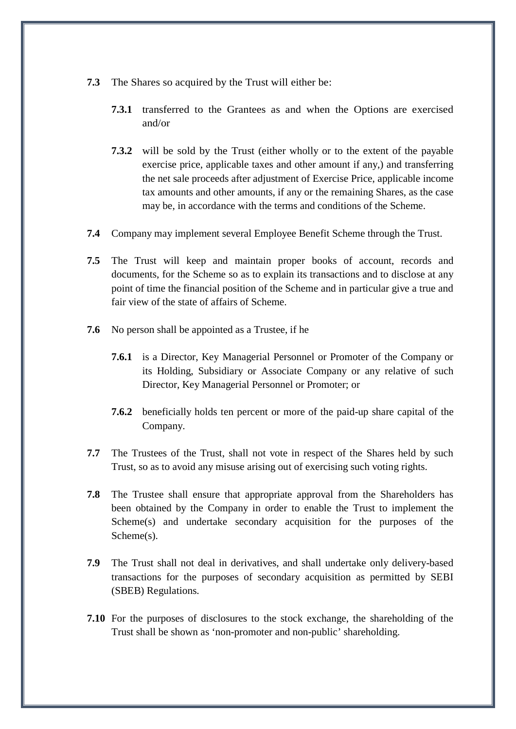**7.3** The Shares so acquired by the Trust will either be:

> **7.3.1** transferred to the Grantees as and when the Options are exercised and/or
>
> **7.3.2** will be sold by the Trust (either wholly or to the extent of the payable exercise price, applicable taxes and other amount if any,) and transferring the net sale proceeds after adjustment of Exercise Price, applicable income tax amounts and other amounts, if any or the remaining Shares, as the case may be, in accordance with the terms and conditions of the Scheme.

**7.4** Company may implement several Employee Benefit Scheme through the Trust.

**7.5** The Trust will keep and maintain proper books of account, records and documents, for the Scheme so as to explain its transactions and to disclose at any point of time the financial position of the Scheme and in particular give a true and fair view of the state of affairs of Scheme.

**7.6** No person shall be appointed as a Trustee, if he

> **7.6.1** is a Director, Key Managerial Personnel or Promoter of the Company or its Holding, Subsidiary or Associate Company or any relative of such Director, Key Managerial Personnel or Promoter; or
>
> **7.6.2** beneficially holds ten percent or more of the paid-up share capital of the Company.

**7.7** The Trustees of the Trust, shall not vote in respect of the Shares held by such Trust, so as to avoid any misuse arising out of exercising such voting rights.

**7.8** The Trustee shall ensure that appropriate approval from the Shareholders has been obtained by the Company in order to enable the Trust to implement the Scheme(s) and undertake secondary acquisition for the purposes of the Scheme(s).

**7.9** The Trust shall not deal in derivatives, and shall undertake only delivery-based transactions for the purposes of secondary acquisition as permitted by SEBI (SBEB) Regulations.

**7.10** For the purposes of disclosures to the stock exchange, the shareholding of the Trust shall be shown as 'non-promoter and non-public' shareholding.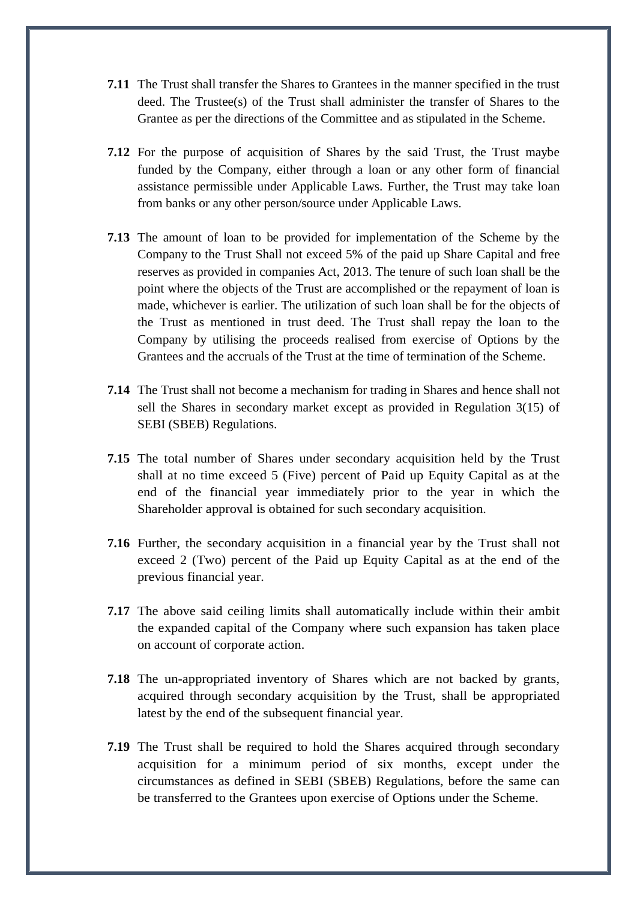**7.11** The Trust shall transfer the Shares to Grantees in the manner specified in the trust deed. The Trustee(s) of the Trust shall administer the transfer of Shares to the Grantee as per the directions of the Committee and as stipulated in the Scheme.

**7.12** For the purpose of acquisition of Shares by the said Trust, the Trust maybe funded by the Company, either through a loan or any other form of financial assistance permissible under Applicable Laws. Further, the Trust may take loan from banks or any other person/source under Applicable Laws.

**7.13** The amount of loan to be provided for implementation of the Scheme by the Company to the Trust Shall not exceed 5% of the paid up Share Capital and free reserves as provided in companies Act, 2013. The tenure of such loan shall be the point where the objects of the Trust are accomplished or the repayment of loan is made, whichever is earlier. The utilization of such loan shall be for the objects of the Trust as mentioned in trust deed. The Trust shall repay the loan to the Company by utilising the proceeds realised from exercise of Options by the Grantees and the accruals of the Trust at the time of termination of the Scheme.

**7.14** The Trust shall not become a mechanism for trading in Shares and hence shall not sell the Shares in secondary market except as provided in Regulation 3(15) of SEBI (SBEB) Regulations.

**7.15** The total number of Shares under secondary acquisition held by the Trust shall at no time exceed 5 (Five) percent of Paid up Equity Capital as at the end of the financial year immediately prior to the year in which the Shareholder approval is obtained for such secondary acquisition.

**7.16** Further, the secondary acquisition in a financial year by the Trust shall not exceed 2 (Two) percent of the Paid up Equity Capital as at the end of the previous financial year.

**7.17** The above said ceiling limits shall automatically include within their ambit the expanded capital of the Company where such expansion has taken place on account of corporate action.

**7.18** The un-appropriated inventory of Shares which are not backed by grants, acquired through secondary acquisition by the Trust, shall be appropriated latest by the end of the subsequent financial year.

**7.19** The Trust shall be required to hold the Shares acquired through secondary acquisition for a minimum period of six months, except under the circumstances as defined in SEBI (SBEB) Regulations, before the same can be transferred to the Grantees upon exercise of Options under the Scheme.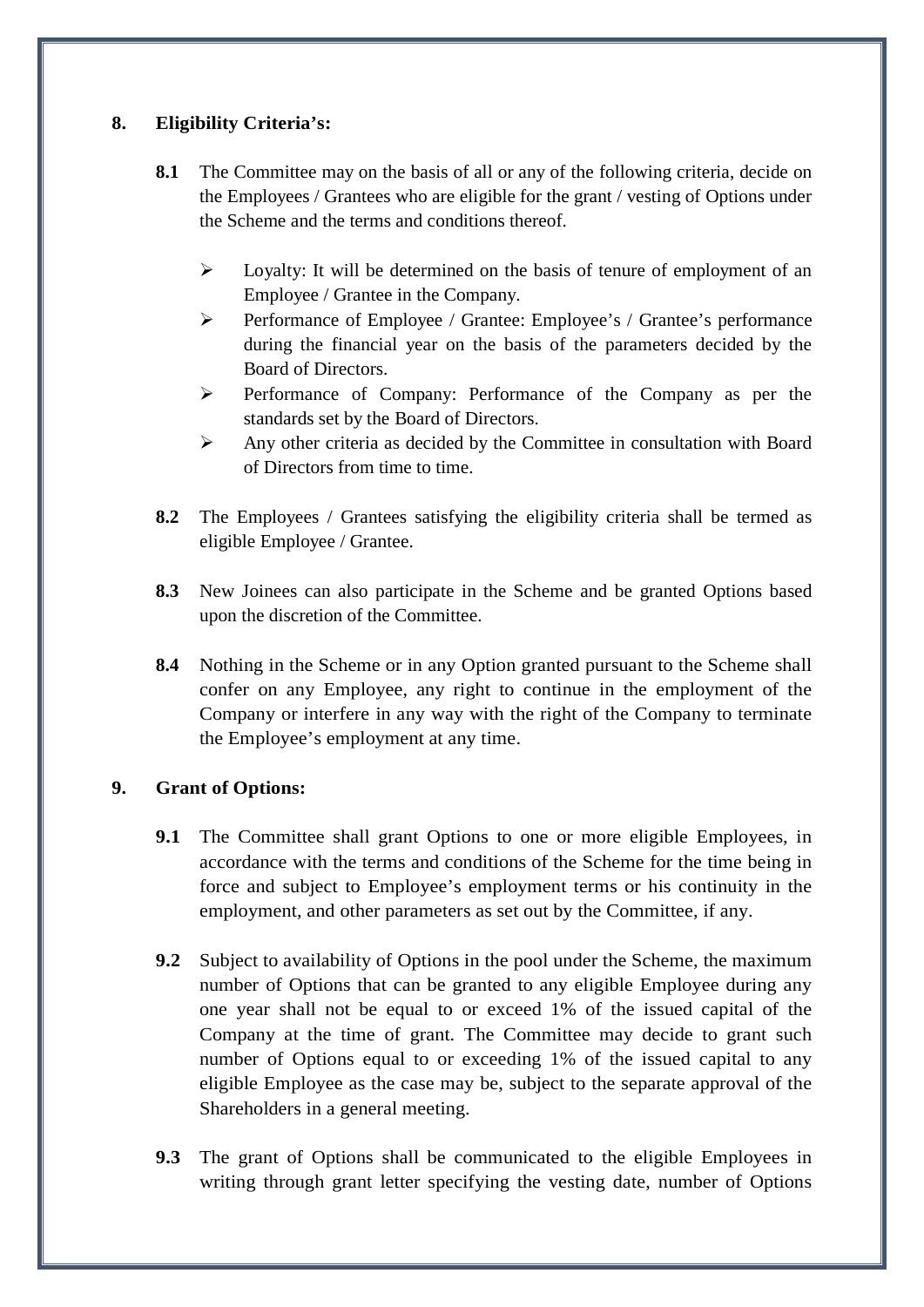## 8. Eligibility Criteria's:

**8.1** The Committee may on the basis of all or any of the following criteria, decide on the Employees / Grantees who are eligible for the grant / vesting of Options under the Scheme and the terms and conditions thereof.

- Loyalty: It will be determined on the basis of tenure of employment of an Employee / Grantee in the Company.
- Performance of Employee / Grantee: Employee's / Grantee's performance during the financial year on the basis of the parameters decided by the Board of Directors.
- Performance of Company: Performance of the Company as per the standards set by the Board of Directors.
- Any other criteria as decided by the Committee in consultation with Board of Directors from time to time.

**8.2** The Employees / Grantees satisfying the eligibility criteria shall be termed as eligible Employee / Grantee.

**8.3** New Joinees can also participate in the Scheme and be granted Options based upon the discretion of the Committee.

**8.4** Nothing in the Scheme or in any Option granted pursuant to the Scheme shall confer on any Employee, any right to continue in the employment of the Company or interfere in any way with the right of the Company to terminate the Employee's employment at any time.

## 9. Grant of Options:

**9.1** The Committee shall grant Options to one or more eligible Employees, in accordance with the terms and conditions of the Scheme for the time being in force and subject to Employee's employment terms or his continuity in the employment, and other parameters as set out by the Committee, if any.

**9.2** Subject to availability of Options in the pool under the Scheme, the maximum number of Options that can be granted to any eligible Employee during any one year shall not be equal to or exceed 1% of the issued capital of the Company at the time of grant. The Committee may decide to grant such number of Options equal to or exceeding 1% of the issued capital to any eligible Employee as the case may be, subject to the separate approval of the Shareholders in a general meeting.

**9.3** The grant of Options shall be communicated to the eligible Employees in writing through grant letter specifying the vesting date, number of Options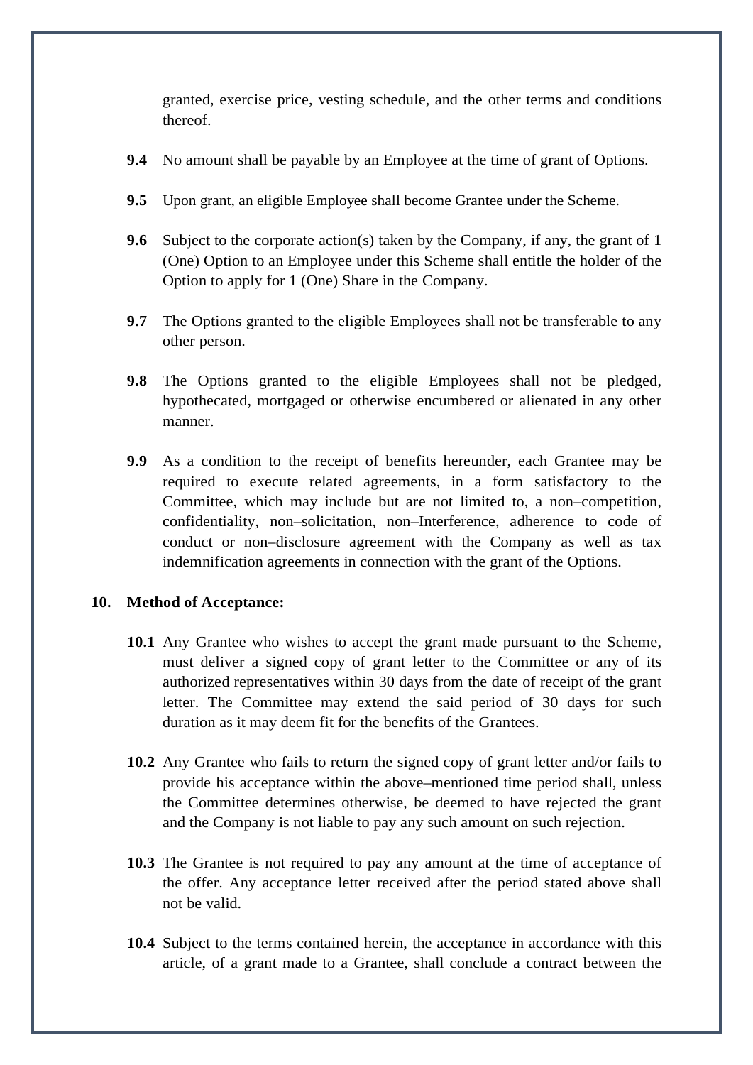granted, exercise price, vesting schedule, and the other terms and conditions thereof.

**9.4** No amount shall be payable by an Employee at the time of grant of Options.

**9.5** Upon grant, an eligible Employee shall become Grantee under the Scheme.

**9.6** Subject to the corporate action(s) taken by the Company, if any, the grant of 1 (One) Option to an Employee under this Scheme shall entitle the holder of the Option to apply for 1 (One) Share in the Company.

**9.7** The Options granted to the eligible Employees shall not be transferable to any other person.

**9.8** The Options granted to the eligible Employees shall not be pledged, hypothecated, mortgaged or otherwise encumbered or alienated in any other manner.

**9.9** As a condition to the receipt of benefits hereunder, each Grantee may be required to execute related agreements, in a form satisfactory to the Committee, which may include but are not limited to, a non–competition, confidentiality, non–solicitation, non–Interference, adherence to code of conduct or non–disclosure agreement with the Company as well as tax indemnification agreements in connection with the grant of the Options.

**10. Method of Acceptance:**

**10.1** Any Grantee who wishes to accept the grant made pursuant to the Scheme, must deliver a signed copy of grant letter to the Committee or any of its authorized representatives within 30 days from the date of receipt of the grant letter. The Committee may extend the said period of 30 days for such duration as it may deem fit for the benefits of the Grantees.

**10.2** Any Grantee who fails to return the signed copy of grant letter and/or fails to provide his acceptance within the above–mentioned time period shall, unless the Committee determines otherwise, be deemed to have rejected the grant and the Company is not liable to pay any such amount on such rejection.

**10.3** The Grantee is not required to pay any amount at the time of acceptance of the offer. Any acceptance letter received after the period stated above shall not be valid.

**10.4** Subject to the terms contained herein, the acceptance in accordance with this article, of a grant made to a Grantee, shall conclude a contract between the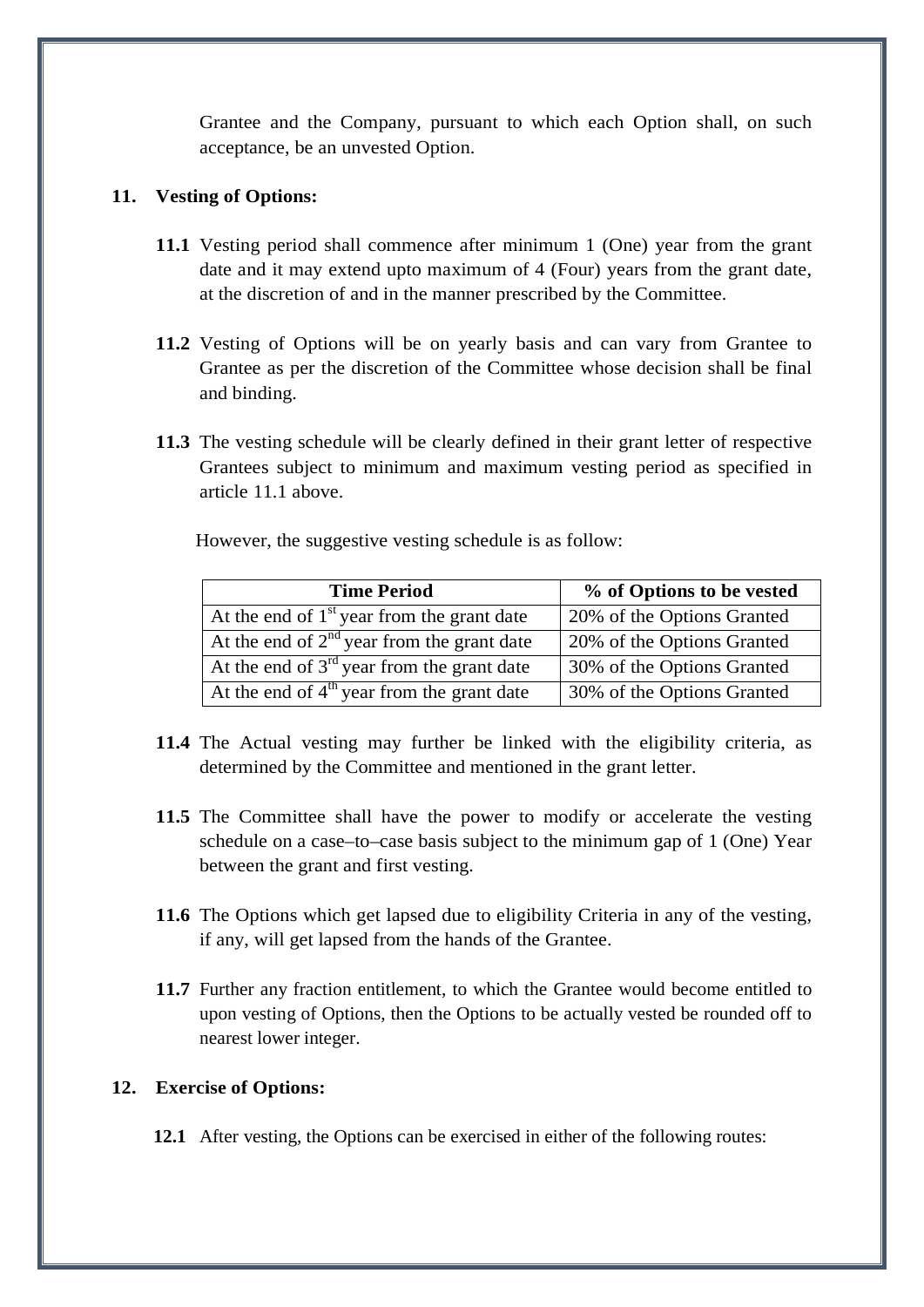Grantee and the Company, pursuant to which each Option shall, on such acceptance, be an unvested Option.

## 11. Vesting of Options:

**11.1** Vesting period shall commence after minimum 1 (One) year from the grant date and it may extend upto maximum of 4 (Four) years from the grant date, at the discretion of and in the manner prescribed by the Committee.

**11.2** Vesting of Options will be on yearly basis and can vary from Grantee to Grantee as per the discretion of the Committee whose decision shall be final and binding.

**11.3** The vesting schedule will be clearly defined in their grant letter of respective Grantees subject to minimum and maximum vesting period as specified in article 11.1 above.

However, the suggestive vesting schedule is as follow:

| Time Period | % of Options to be vested |
|---|---|
| At the end of 1st year from the grant date | 20% of the Options Granted |
| At the end of 2nd year from the grant date | 20% of the Options Granted |
| At the end of 3rd year from the grant date | 30% of the Options Granted |
| At the end of 4th year from the grant date | 30% of the Options Granted |

**11.4** The Actual vesting may further be linked with the eligibility criteria, as determined by the Committee and mentioned in the grant letter.

**11.5** The Committee shall have the power to modify or accelerate the vesting schedule on a case–to–case basis subject to the minimum gap of 1 (One) Year between the grant and first vesting.

**11.6** The Options which get lapsed due to eligibility Criteria in any of the vesting, if any, will get lapsed from the hands of the Grantee.

**11.7** Further any fraction entitlement, to which the Grantee would become entitled to upon vesting of Options, then the Options to be actually vested be rounded off to nearest lower integer.

## 12. Exercise of Options:

**12.1** After vesting, the Options can be exercised in either of the following routes: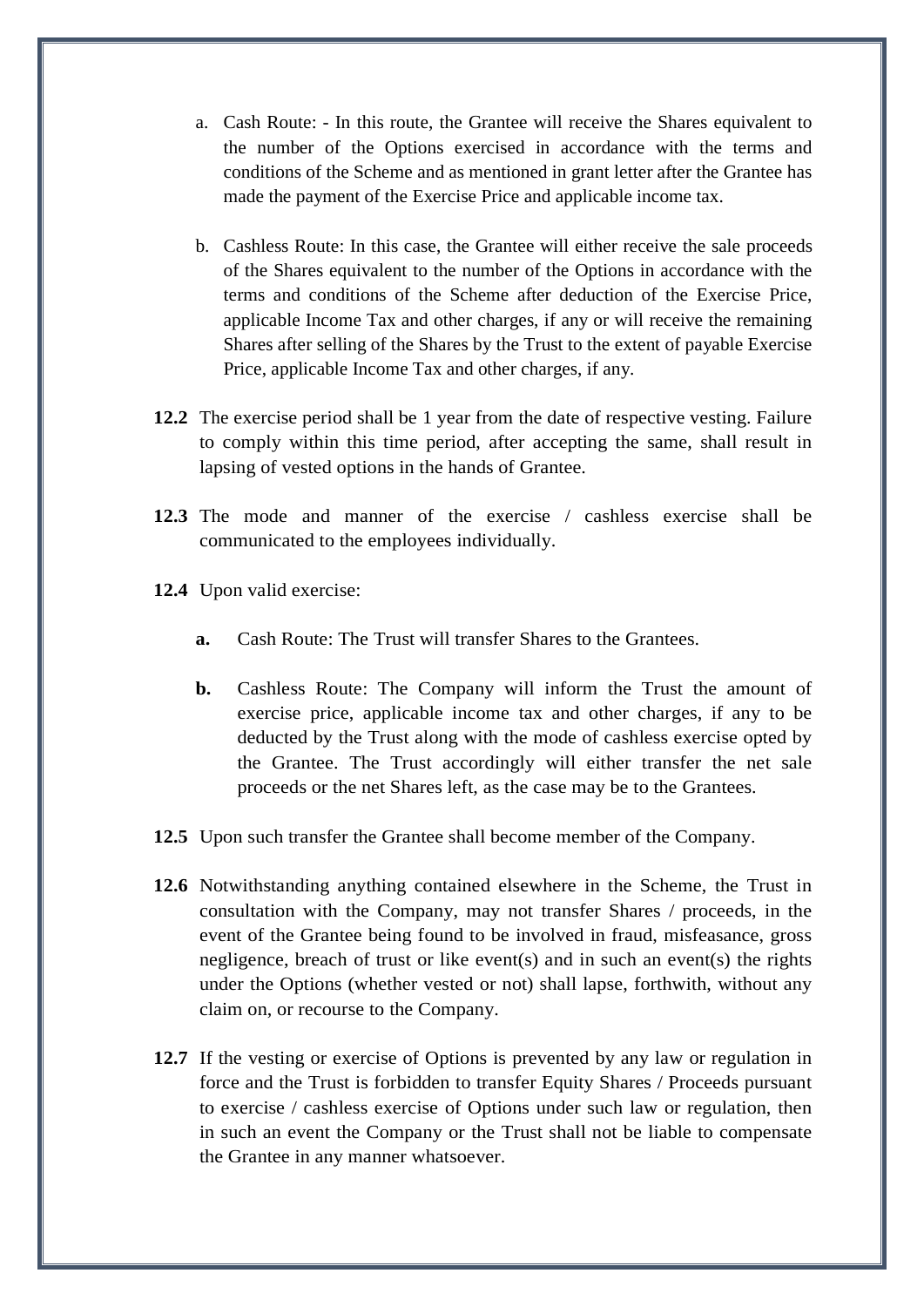a. Cash Route: - In this route, the Grantee will receive the Shares equivalent to the number of the Options exercised in accordance with the terms and conditions of the Scheme and as mentioned in grant letter after the Grantee has made the payment of the Exercise Price and applicable income tax.

b. Cashless Route: In this case, the Grantee will either receive the sale proceeds of the Shares equivalent to the number of the Options in accordance with the terms and conditions of the Scheme after deduction of the Exercise Price, applicable Income Tax and other charges, if any or will receive the remaining Shares after selling of the Shares by the Trust to the extent of payable Exercise Price, applicable Income Tax and other charges, if any.

**12.2** The exercise period shall be 1 year from the date of respective vesting. Failure to comply within this time period, after accepting the same, shall result in lapsing of vested options in the hands of Grantee.

**12.3** The mode and manner of the exercise / cashless exercise shall be communicated to the employees individually.

**12.4** Upon valid exercise:

**a.** Cash Route: The Trust will transfer Shares to the Grantees.

**b.** Cashless Route: The Company will inform the Trust the amount of exercise price, applicable income tax and other charges, if any to be deducted by the Trust along with the mode of cashless exercise opted by the Grantee. The Trust accordingly will either transfer the net sale proceeds or the net Shares left, as the case may be to the Grantees.

**12.5** Upon such transfer the Grantee shall become member of the Company.

**12.6** Notwithstanding anything contained elsewhere in the Scheme, the Trust in consultation with the Company, may not transfer Shares / proceeds, in the event of the Grantee being found to be involved in fraud, misfeasance, gross negligence, breach of trust or like event(s) and in such an event(s) the rights under the Options (whether vested or not) shall lapse, forthwith, without any claim on, or recourse to the Company.

**12.7** If the vesting or exercise of Options is prevented by any law or regulation in force and the Trust is forbidden to transfer Equity Shares / Proceeds pursuant to exercise / cashless exercise of Options under such law or regulation, then in such an event the Company or the Trust shall not be liable to compensate the Grantee in any manner whatsoever.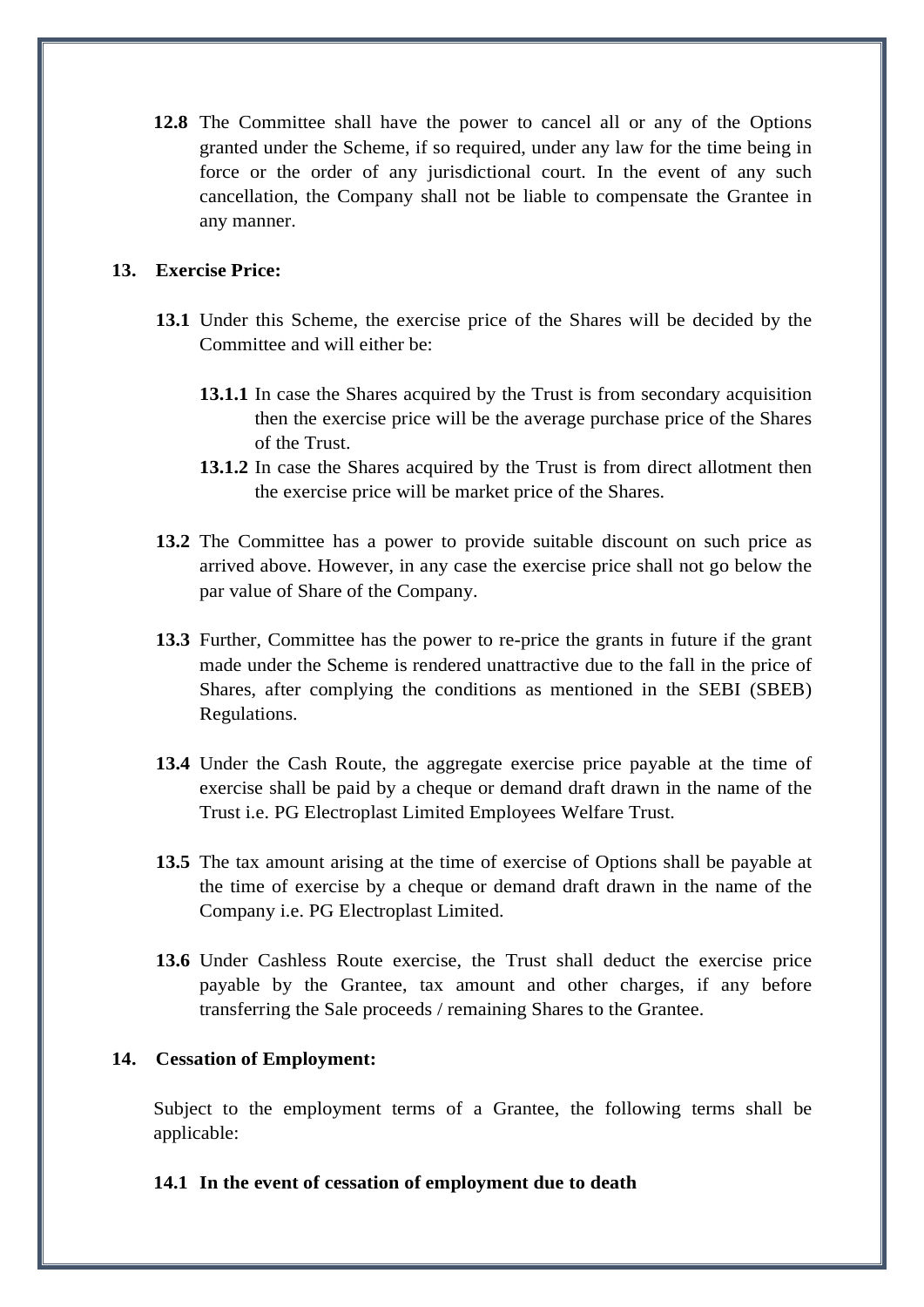**12.8** The Committee shall have the power to cancel all or any of the Options granted under the Scheme, if so required, under any law for the time being in force or the order of any jurisdictional court. In the event of any such cancellation, the Company shall not be liable to compensate the Grantee in any manner.

## 13. Exercise Price:

**13.1** Under this Scheme, the exercise price of the Shares will be decided by the Committee and will either be:

**13.1.1** In case the Shares acquired by the Trust is from secondary acquisition then the exercise price will be the average purchase price of the Shares of the Trust.

**13.1.2** In case the Shares acquired by the Trust is from direct allotment then the exercise price will be market price of the Shares.

**13.2** The Committee has a power to provide suitable discount on such price as arrived above. However, in any case the exercise price shall not go below the par value of Share of the Company.

**13.3** Further, Committee has the power to re-price the grants in future if the grant made under the Scheme is rendered unattractive due to the fall in the price of Shares, after complying the conditions as mentioned in the SEBI (SBEB) Regulations.

**13.4** Under the Cash Route, the aggregate exercise price payable at the time of exercise shall be paid by a cheque or demand draft drawn in the name of the Trust i.e. PG Electroplast Limited Employees Welfare Trust.

**13.5** The tax amount arising at the time of exercise of Options shall be payable at the time of exercise by a cheque or demand draft drawn in the name of the Company i.e. PG Electroplast Limited.

**13.6** Under Cashless Route exercise, the Trust shall deduct the exercise price payable by the Grantee, tax amount and other charges, if any before transferring the Sale proceeds / remaining Shares to the Grantee.

## 14. Cessation of Employment:

Subject to the employment terms of a Grantee, the following terms shall be applicable:

**14.1 In the event of cessation of employment due to death**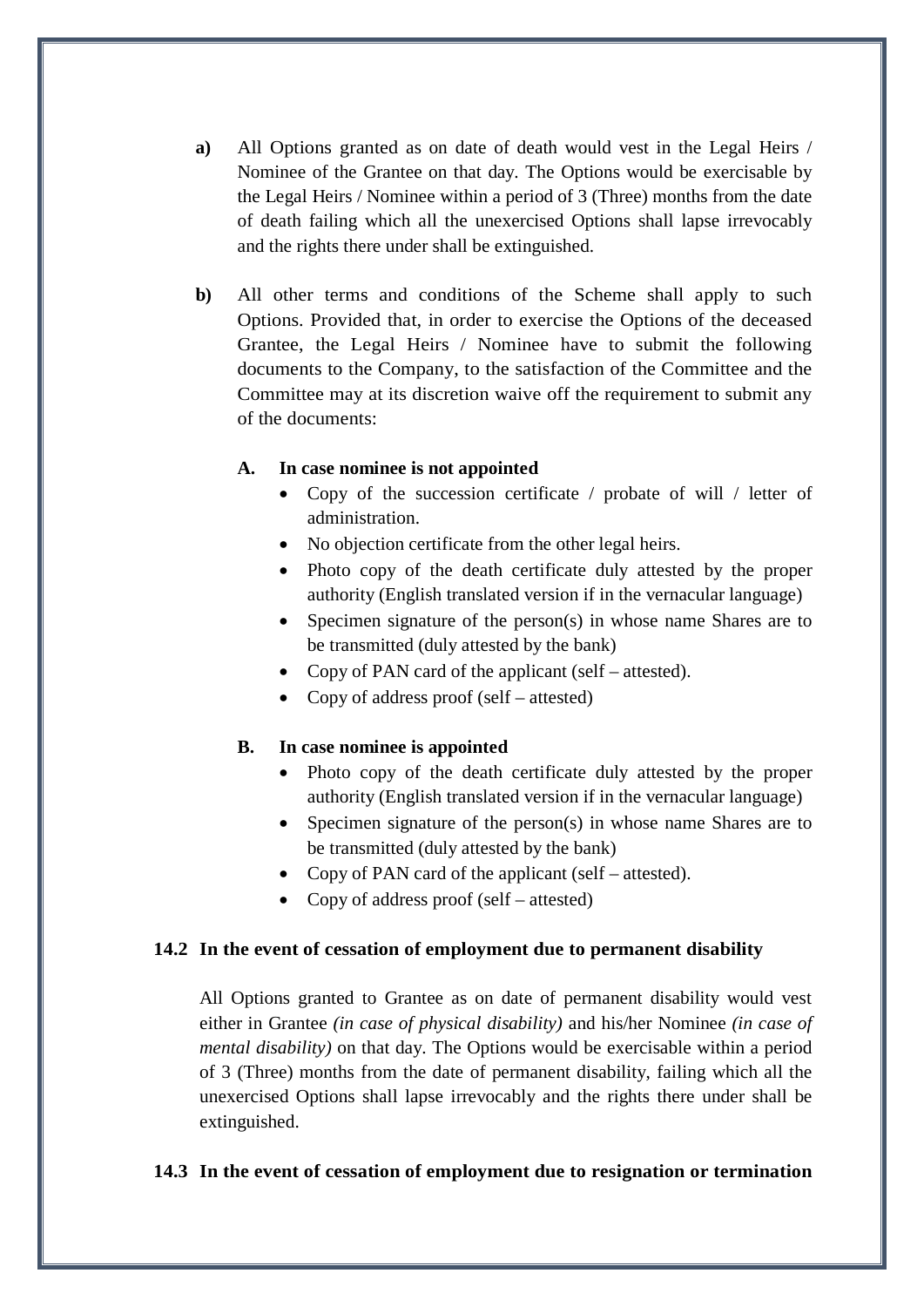**a)** All Options granted as on date of death would vest in the Legal Heirs / Nominee of the Grantee on that day. The Options would be exercisable by the Legal Heirs / Nominee within a period of 3 (Three) months from the date of death failing which all the unexercised Options shall lapse irrevocably and the rights there under shall be extinguished.

**b)** All other terms and conditions of the Scheme shall apply to such Options. Provided that, in order to exercise the Options of the deceased Grantee, the Legal Heirs / Nominee have to submit the following documents to the Company, to the satisfaction of the Committee and the Committee may at its discretion waive off the requirement to submit any of the documents:

**A. In case nominee is not appointed**

- Copy of the succession certificate / probate of will / letter of administration.
- No objection certificate from the other legal heirs.
- Photo copy of the death certificate duly attested by the proper authority (English translated version if in the vernacular language)
- Specimen signature of the person(s) in whose name Shares are to be transmitted (duly attested by the bank)
- Copy of PAN card of the applicant (self – attested).
- Copy of address proof (self – attested)

**B. In case nominee is appointed**

- Photo copy of the death certificate duly attested by the proper authority (English translated version if in the vernacular language)
- Specimen signature of the person(s) in whose name Shares are to be transmitted (duly attested by the bank)
- Copy of PAN card of the applicant (self – attested).
- Copy of address proof (self – attested)

**14.2 In the event of cessation of employment due to permanent disability**

All Options granted to Grantee as on date of permanent disability would vest either in Grantee *(in case of physical disability)* and his/her Nominee *(in case of mental disability)* on that day. The Options would be exercisable within a period of 3 (Three) months from the date of permanent disability, failing which all the unexercised Options shall lapse irrevocably and the rights there under shall be extinguished.

**14.3 In the event of cessation of employment due to resignation or termination**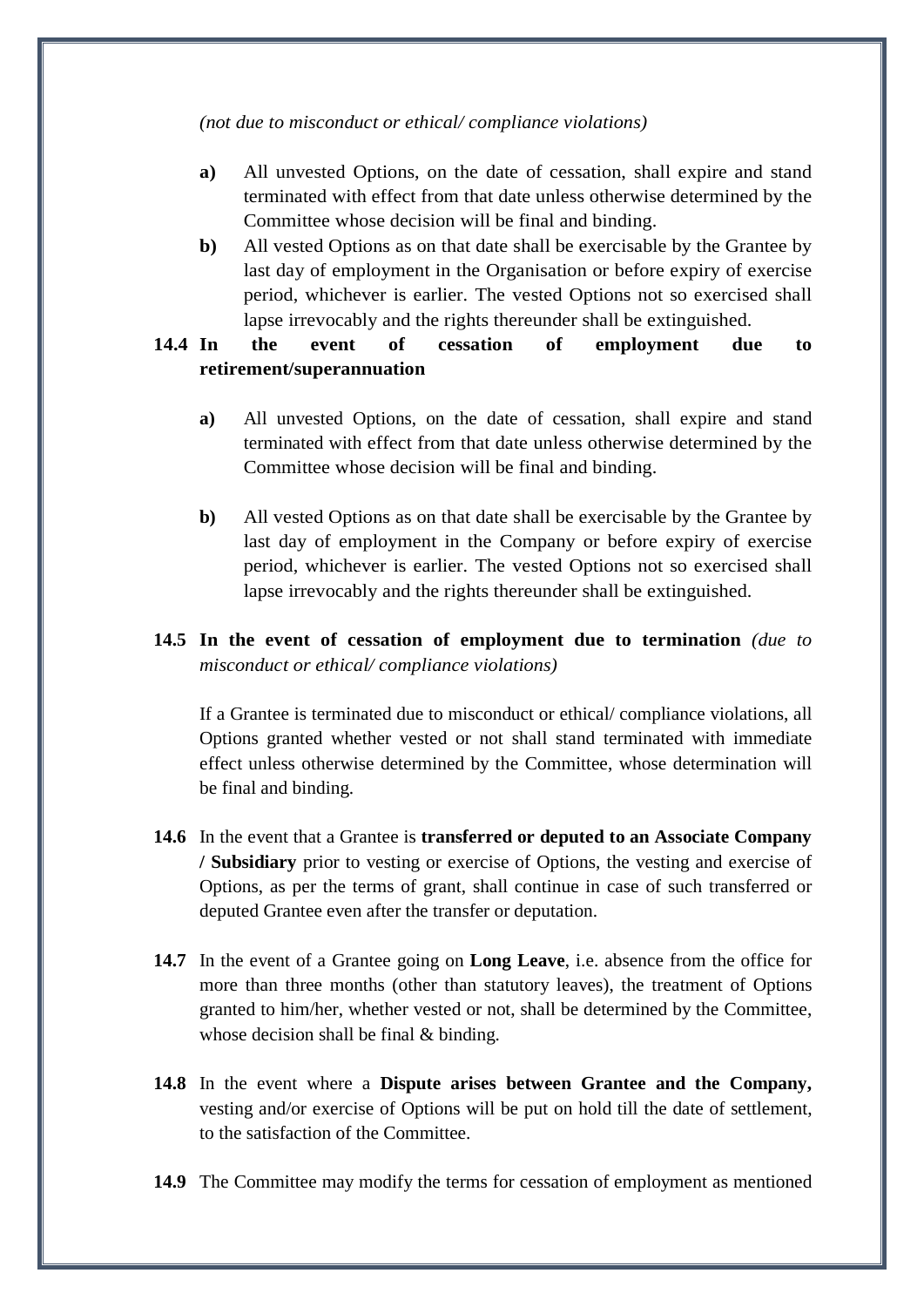*(not due to misconduct or ethical/ compliance violations)*

- **a)** All unvested Options, on the date of cessation, shall expire and stand terminated with effect from that date unless otherwise determined by the Committee whose decision will be final and binding.
- **b)** All vested Options as on that date shall be exercisable by the Grantee by last day of employment in the Organisation or before expiry of exercise period, whichever is earlier. The vested Options not so exercised shall lapse irrevocably and the rights thereunder shall be extinguished.

**14.4 In the event of cessation of employment due to retirement/superannuation**

- **a)** All unvested Options, on the date of cessation, shall expire and stand terminated with effect from that date unless otherwise determined by the Committee whose decision will be final and binding.

- **b)** All vested Options as on that date shall be exercisable by the Grantee by last day of employment in the Company or before expiry of exercise period, whichever is earlier. The vested Options not so exercised shall lapse irrevocably and the rights thereunder shall be extinguished.

**14.5 In the event of cessation of employment due to termination** *(due to misconduct or ethical/ compliance violations)*

If a Grantee is terminated due to misconduct or ethical/ compliance violations, all Options granted whether vested or not shall stand terminated with immediate effect unless otherwise determined by the Committee, whose determination will be final and binding.

**14.6** In the event that a Grantee is **transferred or deputed to an Associate Company / Subsidiary** prior to vesting or exercise of Options, the vesting and exercise of Options, as per the terms of grant, shall continue in case of such transferred or deputed Grantee even after the transfer or deputation.

**14.7** In the event of a Grantee going on **Long Leave**, i.e. absence from the office for more than three months (other than statutory leaves), the treatment of Options granted to him/her, whether vested or not, shall be determined by the Committee, whose decision shall be final & binding.

**14.8** In the event where a **Dispute arises between Grantee and the Company,** vesting and/or exercise of Options will be put on hold till the date of settlement, to the satisfaction of the Committee.

**14.9** The Committee may modify the terms for cessation of employment as mentioned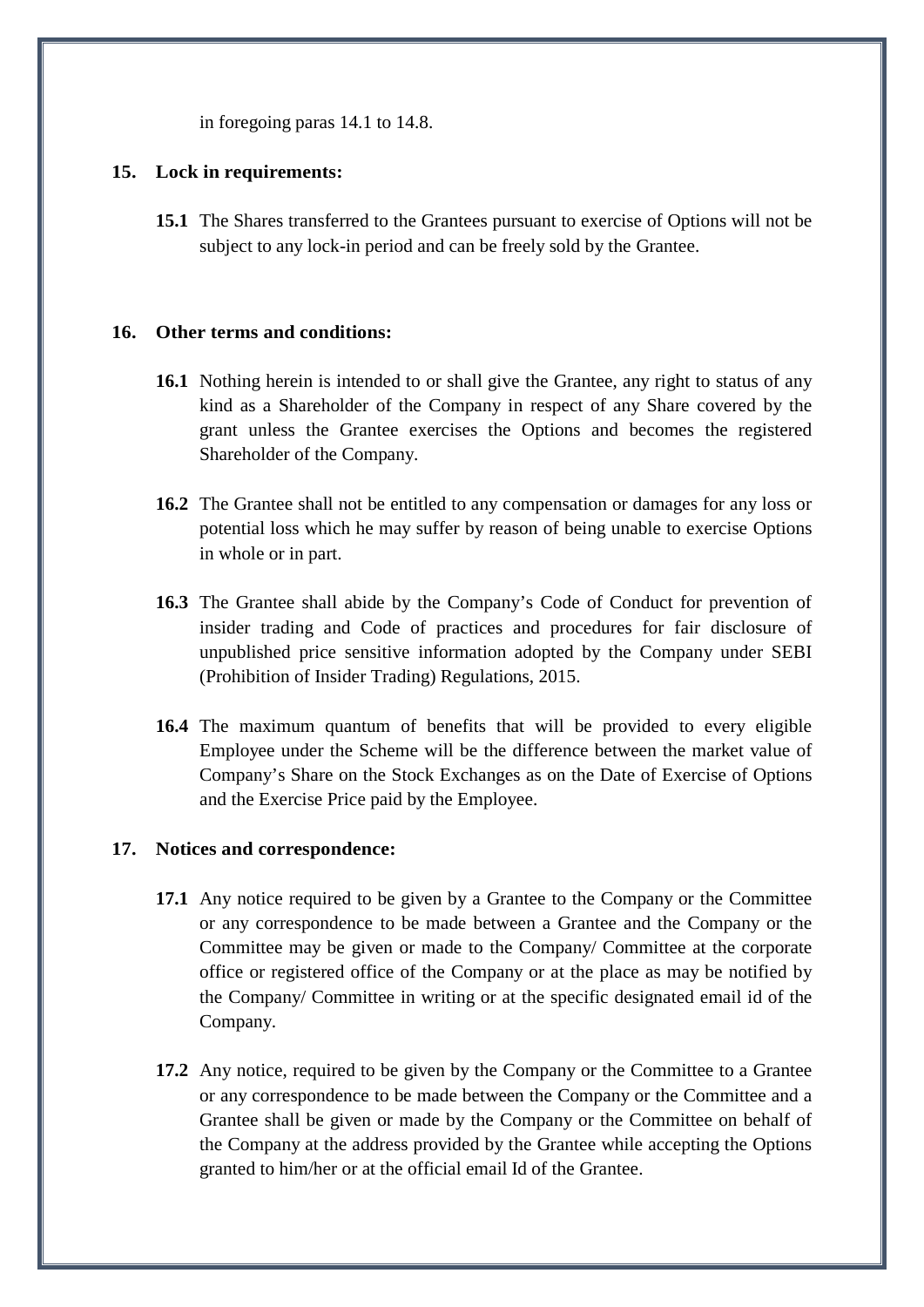in foregoing paras 14.1 to 14.8.

**15. Lock in requirements:**

**15.1** The Shares transferred to the Grantees pursuant to exercise of Options will not be subject to any lock-in period and can be freely sold by the Grantee.

**16. Other terms and conditions:**

**16.1** Nothing herein is intended to or shall give the Grantee, any right to status of any kind as a Shareholder of the Company in respect of any Share covered by the grant unless the Grantee exercises the Options and becomes the registered Shareholder of the Company.

**16.2** The Grantee shall not be entitled to any compensation or damages for any loss or potential loss which he may suffer by reason of being unable to exercise Options in whole or in part.

**16.3** The Grantee shall abide by the Company's Code of Conduct for prevention of insider trading and Code of practices and procedures for fair disclosure of unpublished price sensitive information adopted by the Company under SEBI (Prohibition of Insider Trading) Regulations, 2015.

**16.4** The maximum quantum of benefits that will be provided to every eligible Employee under the Scheme will be the difference between the market value of Company's Share on the Stock Exchanges as on the Date of Exercise of Options and the Exercise Price paid by the Employee.

**17. Notices and correspondence:**

**17.1** Any notice required to be given by a Grantee to the Company or the Committee or any correspondence to be made between a Grantee and the Company or the Committee may be given or made to the Company/ Committee at the corporate office or registered office of the Company or at the place as may be notified by the Company/ Committee in writing or at the specific designated email id of the Company.

**17.2** Any notice, required to be given by the Company or the Committee to a Grantee or any correspondence to be made between the Company or the Committee and a Grantee shall be given or made by the Company or the Committee on behalf of the Company at the address provided by the Grantee while accepting the Options granted to him/her or at the official email Id of the Grantee.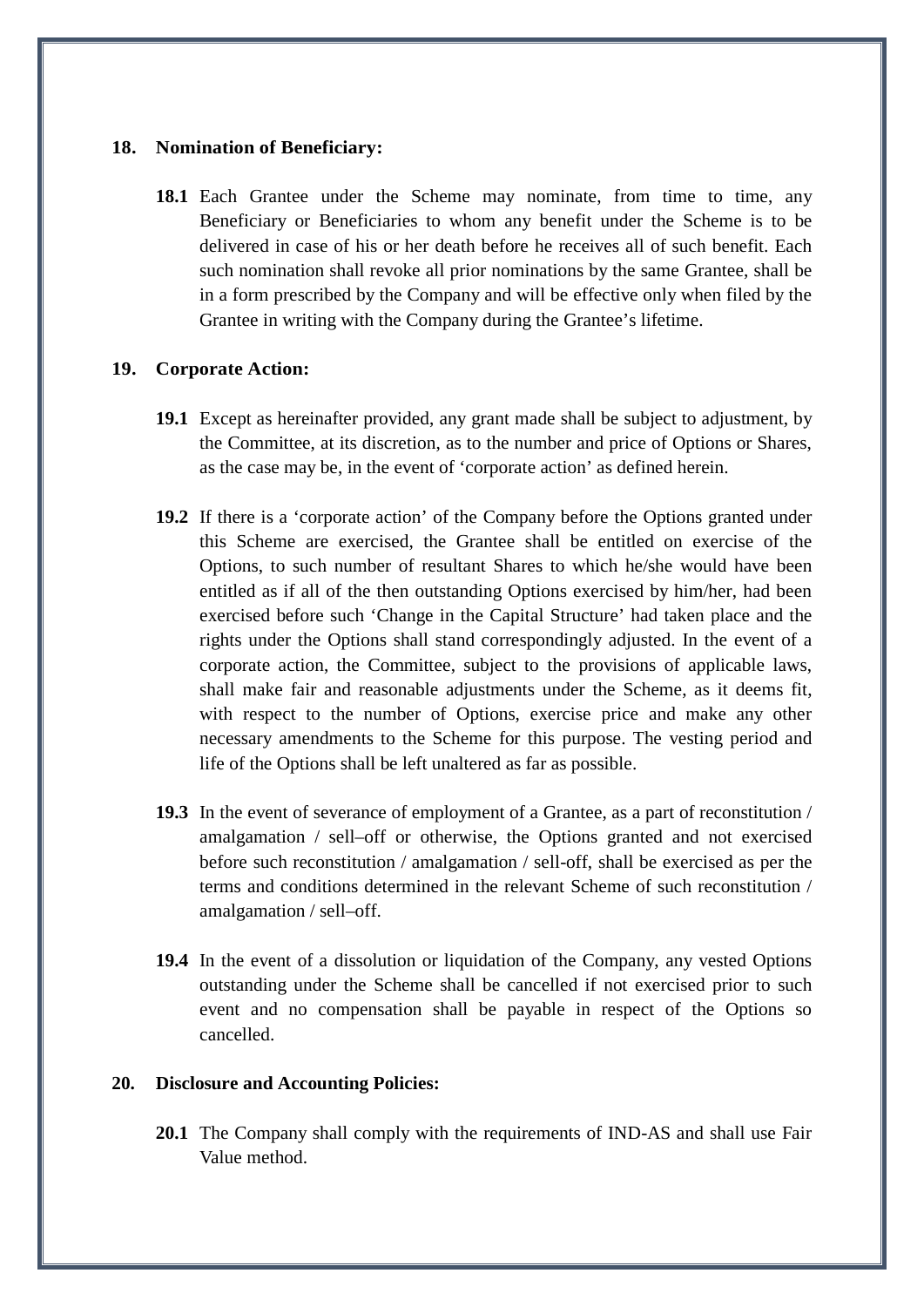**18. Nomination of Beneficiary:**

**18.1** Each Grantee under the Scheme may nominate, from time to time, any Beneficiary or Beneficiaries to whom any benefit under the Scheme is to be delivered in case of his or her death before he receives all of such benefit. Each such nomination shall revoke all prior nominations by the same Grantee, shall be in a form prescribed by the Company and will be effective only when filed by the Grantee in writing with the Company during the Grantee's lifetime.

**19. Corporate Action:**

**19.1** Except as hereinafter provided, any grant made shall be subject to adjustment, by the Committee, at its discretion, as to the number and price of Options or Shares, as the case may be, in the event of 'corporate action' as defined herein.

**19.2** If there is a 'corporate action' of the Company before the Options granted under this Scheme are exercised, the Grantee shall be entitled on exercise of the Options, to such number of resultant Shares to which he/she would have been entitled as if all of the then outstanding Options exercised by him/her, had been exercised before such 'Change in the Capital Structure' had taken place and the rights under the Options shall stand correspondingly adjusted. In the event of a corporate action, the Committee, subject to the provisions of applicable laws, shall make fair and reasonable adjustments under the Scheme, as it deems fit, with respect to the number of Options, exercise price and make any other necessary amendments to the Scheme for this purpose. The vesting period and life of the Options shall be left unaltered as far as possible.

**19.3** In the event of severance of employment of a Grantee, as a part of reconstitution / amalgamation / sell–off or otherwise, the Options granted and not exercised before such reconstitution / amalgamation / sell-off, shall be exercised as per the terms and conditions determined in the relevant Scheme of such reconstitution / amalgamation / sell–off.

**19.4** In the event of a dissolution or liquidation of the Company, any vested Options outstanding under the Scheme shall be cancelled if not exercised prior to such event and no compensation shall be payable in respect of the Options so cancelled.

**20. Disclosure and Accounting Policies:**

**20.1** The Company shall comply with the requirements of IND-AS and shall use Fair Value method.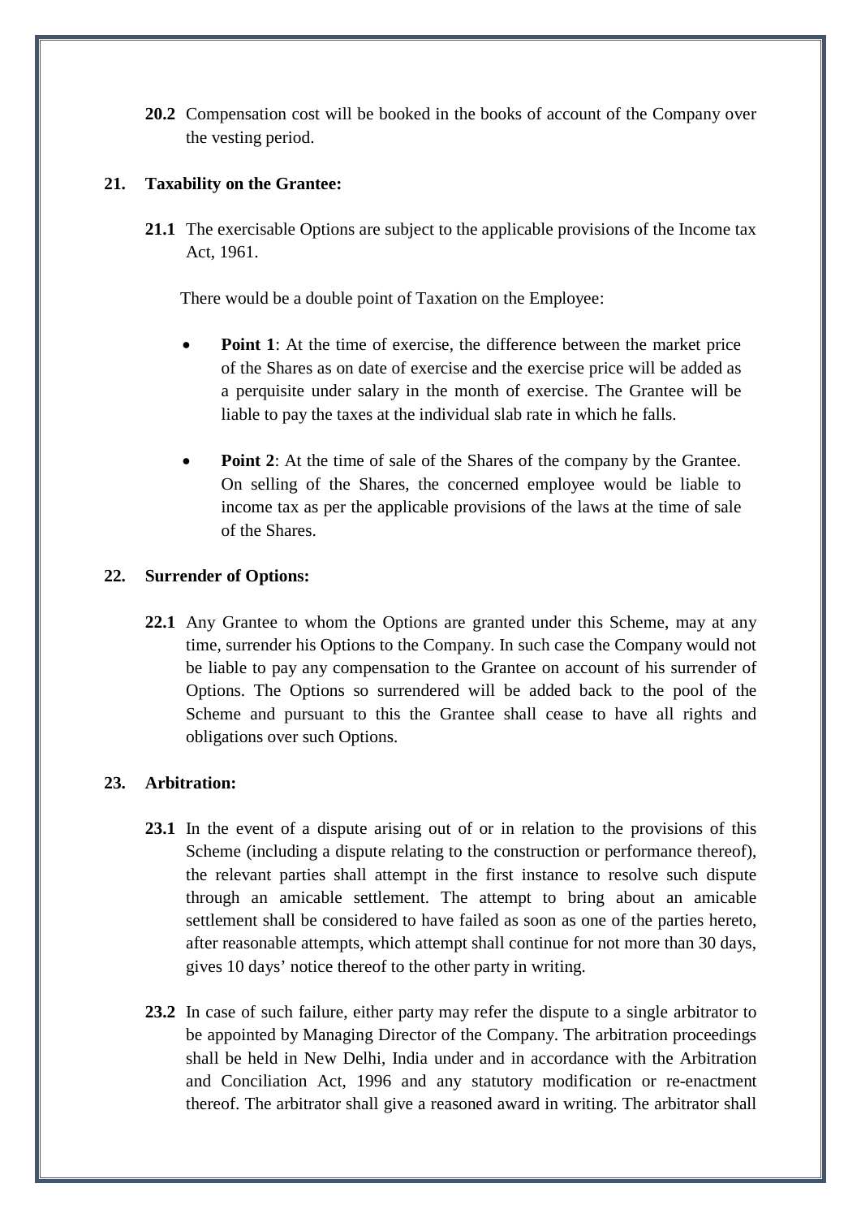**20.2** Compensation cost will be booked in the books of account of the Company over the vesting period.

**21. Taxability on the Grantee:**

**21.1** The exercisable Options are subject to the applicable provisions of the Income tax Act, 1961.

There would be a double point of Taxation on the Employee:

- **Point 1**: At the time of exercise, the difference between the market price of the Shares as on date of exercise and the exercise price will be added as a perquisite under salary in the month of exercise. The Grantee will be liable to pay the taxes at the individual slab rate in which he falls.

- **Point 2**: At the time of sale of the Shares of the company by the Grantee. On selling of the Shares, the concerned employee would be liable to income tax as per the applicable provisions of the laws at the time of sale of the Shares.

**22. Surrender of Options:**

**22.1** Any Grantee to whom the Options are granted under this Scheme, may at any time, surrender his Options to the Company. In such case the Company would not be liable to pay any compensation to the Grantee on account of his surrender of Options. The Options so surrendered will be added back to the pool of the Scheme and pursuant to this the Grantee shall cease to have all rights and obligations over such Options.

**23. Arbitration:**

**23.1** In the event of a dispute arising out of or in relation to the provisions of this Scheme (including a dispute relating to the construction or performance thereof), the relevant parties shall attempt in the first instance to resolve such dispute through an amicable settlement. The attempt to bring about an amicable settlement shall be considered to have failed as soon as one of the parties hereto, after reasonable attempts, which attempt shall continue for not more than 30 days, gives 10 days' notice thereof to the other party in writing.

**23.2** In case of such failure, either party may refer the dispute to a single arbitrator to be appointed by Managing Director of the Company. The arbitration proceedings shall be held in New Delhi, India under and in accordance with the Arbitration and Conciliation Act, 1996 and any statutory modification or re-enactment thereof. The arbitrator shall give a reasoned award in writing. The arbitrator shall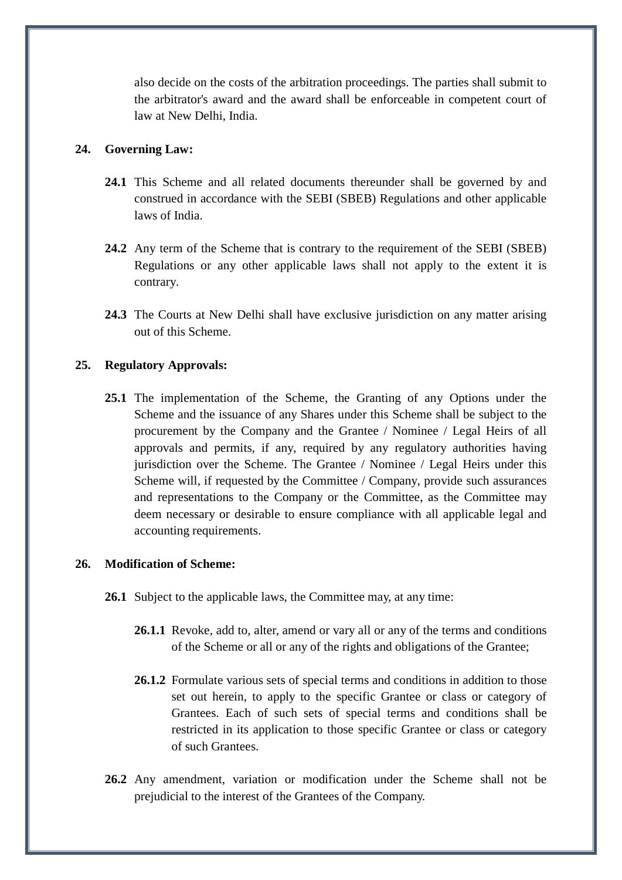also decide on the costs of the arbitration proceedings. The parties shall submit to the arbitrator's award and the award shall be enforceable in competent court of law at New Delhi, India.

**24. Governing Law:**

**24.1** This Scheme and all related documents thereunder shall be governed by and construed in accordance with the SEBI (SBEB) Regulations and other applicable laws of India.

**24.2** Any term of the Scheme that is contrary to the requirement of the SEBI (SBEB) Regulations or any other applicable laws shall not apply to the extent it is contrary.

**24.3** The Courts at New Delhi shall have exclusive jurisdiction on any matter arising out of this Scheme.

**25. Regulatory Approvals:**

**25.1** The implementation of the Scheme, the Granting of any Options under the Scheme and the issuance of any Shares under this Scheme shall be subject to the procurement by the Company and the Grantee / Nominee / Legal Heirs of all approvals and permits, if any, required by any regulatory authorities having jurisdiction over the Scheme. The Grantee / Nominee / Legal Heirs under this Scheme will, if requested by the Committee / Company, provide such assurances and representations to the Company or the Committee, as the Committee may deem necessary or desirable to ensure compliance with all applicable legal and accounting requirements.

**26. Modification of Scheme:**

**26.1** Subject to the applicable laws, the Committee may, at any time:

**26.1.1** Revoke, add to, alter, amend or vary all or any of the terms and conditions of the Scheme or all or any of the rights and obligations of the Grantee;

**26.1.2** Formulate various sets of special terms and conditions in addition to those set out herein, to apply to the specific Grantee or class or category of Grantees. Each of such sets of special terms and conditions shall be restricted in its application to those specific Grantee or class or category of such Grantees.

**26.2** Any amendment, variation or modification under the Scheme shall not be prejudicial to the interest of the Grantees of the Company.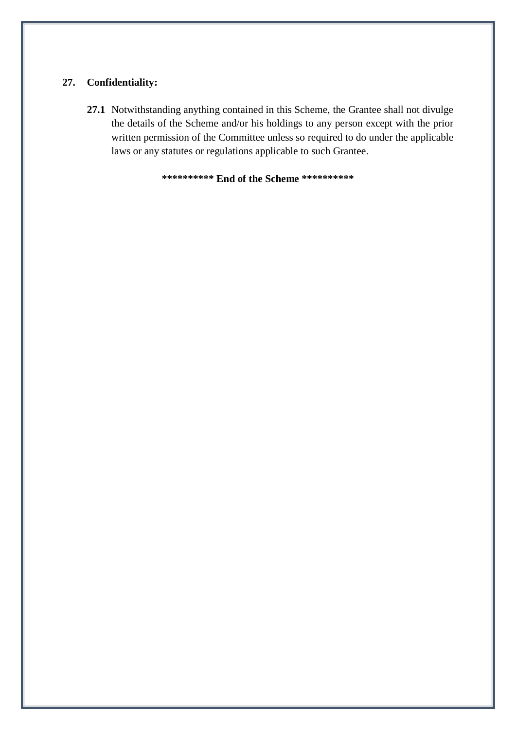**27. Confidentiality:**

**27.1** Notwithstanding anything contained in this Scheme, the Grantee shall not divulge the details of the Scheme and/or his holdings to any person except with the prior written permission of the Committee unless so required to do under the applicable laws or any statutes or regulations applicable to such Grantee.

**********\* End of the Scheme **********